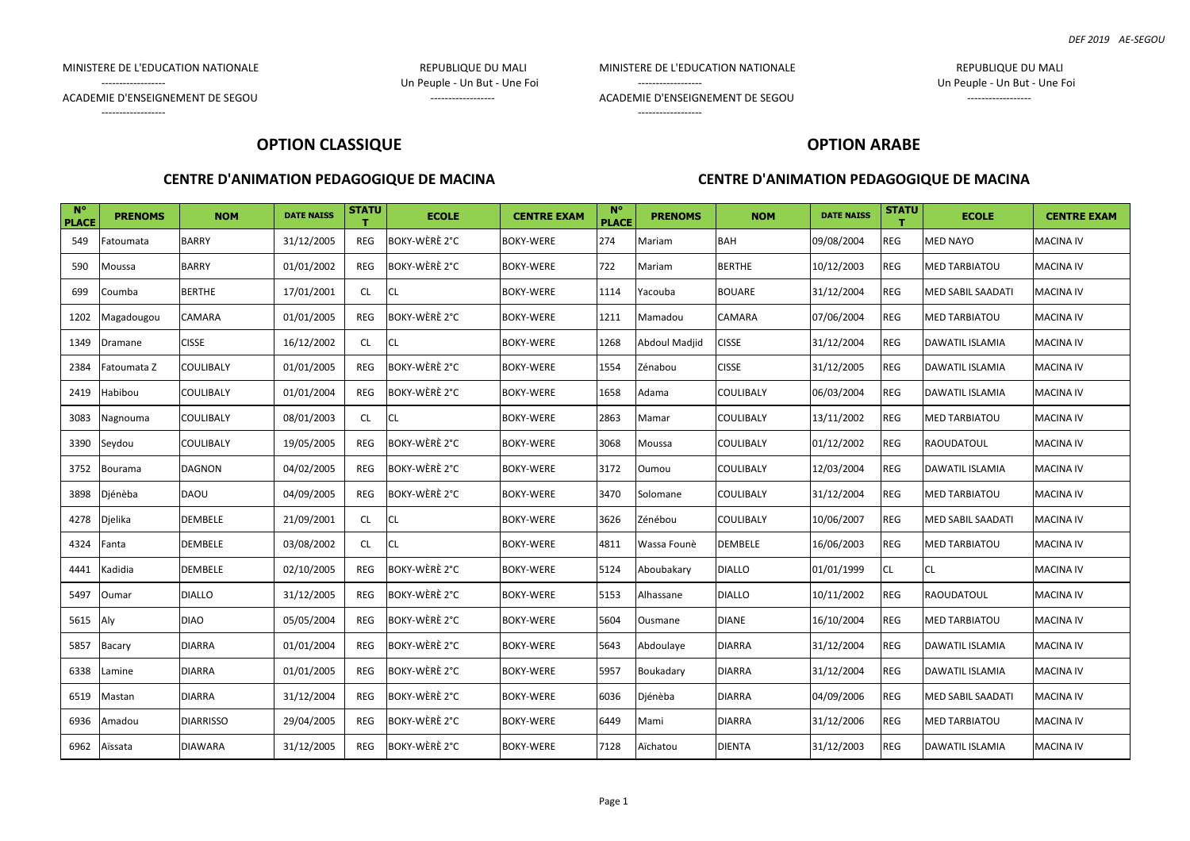MINISTERE DE L'EDUCATION NATIONALE
------------------
ACADEMIE D'ENSEIGNEMENT DE SEGOU
------------------

REPUBLIQUE DU MALI
Un Peuple - Un But - Une Foi
------------------

MINISTERE DE L'EDUCATION NATIONALE
------------------
ACADEMIE D'ENSEIGNEMENT DE SEGOU
------------------

REPUBLIQUE DU MALI
Un Peuple - Un But - Une Foi
------------------

## OPTION CLASSIQUE

### CENTRE D'ANIMATION PEDAGOGIQUE DE MACINA

| N° PLACE | PRENOMS | NOM | DATE NAISS | STATUT | ECOLE | CENTRE EXAM |
|---|---|---|---|---|---|---|
| 549 | Fatoumata | BARRY | 31/12/2005 | REG | BOKY-WÈRÈ 2°C | BOKY-WERE |
| 590 | Moussa | BARRY | 01/01/2002 | REG | BOKY-WÈRÈ 2°C | BOKY-WERE |
| 699 | Coumba | BERTHE | 17/01/2001 | CL | CL | BOKY-WERE |
| 1202 | Magadougou | CAMARA | 01/01/2005 | REG | BOKY-WÈRÈ 2°C | BOKY-WERE |
| 1349 | Dramane | CISSE | 16/12/2002 | CL | CL | BOKY-WERE |
| 2384 | Fatoumata Z | COULIBALY | 01/01/2005 | REG | BOKY-WÈRÈ 2°C | BOKY-WERE |
| 2419 | Habibou | COULIBALY | 01/01/2004 | REG | BOKY-WÈRÈ 2°C | BOKY-WERE |
| 3083 | Nagnouma | COULIBALY | 08/01/2003 | CL | CL | BOKY-WERE |
| 3390 | Seydou | COULIBALY | 19/05/2005 | REG | BOKY-WÈRÈ 2°C | BOKY-WERE |
| 3752 | Bourama | DAGNON | 04/02/2005 | REG | BOKY-WÈRÈ 2°C | BOKY-WERE |
| 3898 | Djénèba | DAOU | 04/09/2005 | REG | BOKY-WÈRÈ 2°C | BOKY-WERE |
| 4278 | Djelika | DEMBELE | 21/09/2001 | CL | CL | BOKY-WERE |
| 4324 | Fanta | DEMBELE | 03/08/2002 | CL | CL | BOKY-WERE |
| 4441 | Kadidia | DEMBELE | 02/10/2005 | REG | BOKY-WÈRÈ 2°C | BOKY-WERE |
| 5497 | Oumar | DIALLO | 31/12/2005 | REG | BOKY-WÈRÈ 2°C | BOKY-WERE |
| 5615 | Aly | DIAO | 05/05/2004 | REG | BOKY-WÈRÈ 2°C | BOKY-WERE |
| 5857 | Bacary | DIARRA | 01/01/2004 | REG | BOKY-WÈRÈ 2°C | BOKY-WERE |
| 6338 | Lamine | DIARRA | 01/01/2005 | REG | BOKY-WÈRÈ 2°C | BOKY-WERE |
| 6519 | Mastan | DIARRA | 31/12/2004 | REG | BOKY-WÈRÈ 2°C | BOKY-WERE |
| 6936 | Amadou | DIARRISSO | 29/04/2005 | REG | BOKY-WÈRÈ 2°C | BOKY-WERE |
| 6962 | Aïssata | DIAWARA | 31/12/2005 | REG | BOKY-WÈRÈ 2°C | BOKY-WERE |

## OPTION ARABE

### CENTRE D'ANIMATION PEDAGOGIQUE DE MACINA

| N° PLACE | PRENOMS | NOM | DATE NAISS | STATUT | ECOLE | CENTRE EXAM |
|---|---|---|---|---|---|---|
| 274 | Mariam | BAH | 09/08/2004 | REG | MED NAYO | MACINA IV |
| 722 | Mariam | BERTHE | 10/12/2003 | REG | MED TARBIATOU | MACINA IV |
| 1114 | Yacouba | BOUARE | 31/12/2004 | REG | MED SABIL SAADATI | MACINA IV |
| 1211 | Mamadou | CAMARA | 07/06/2004 | REG | MED TARBIATOU | MACINA IV |
| 1268 | Abdoul Madjid | CISSE | 31/12/2004 | REG | DAWATIL ISLAMIA | MACINA IV |
| 1554 | Zénabou | CISSE | 31/12/2005 | REG | DAWATIL ISLAMIA | MACINA IV |
| 1658 | Adama | COULIBALY | 06/03/2004 | REG | DAWATIL ISLAMIA | MACINA IV |
| 2863 | Mamar | COULIBALY | 13/11/2002 | REG | MED TARBIATOU | MACINA IV |
| 3068 | Moussa | COULIBALY | 01/12/2002 | REG | RAOUDATOUL | MACINA IV |
| 3172 | Oumou | COULIBALY | 12/03/2004 | REG | DAWATIL ISLAMIA | MACINA IV |
| 3470 | Solomane | COULIBALY | 31/12/2004 | REG | MED TARBIATOU | MACINA IV |
| 3626 | Zénébou | COULIBALY | 10/06/2007 | REG | MED SABIL SAADATI | MACINA IV |
| 4811 | Wassa Founè | DEMBELE | 16/06/2003 | REG | MED TARBIATOU | MACINA IV |
| 5124 | Aboubakary | DIALLO | 01/01/1999 | CL | CL | MACINA IV |
| 5153 | Alhassane | DIALLO | 10/11/2002 | REG | RAOUDATOUL | MACINA IV |
| 5604 | Ousmane | DIANE | 16/10/2004 | REG | MED TARBIATOU | MACINA IV |
| 5643 | Abdoulaye | DIARRA | 31/12/2004 | REG | DAWATIL ISLAMIA | MACINA IV |
| 5957 | Boukadary | DIARRA | 31/12/2004 | REG | DAWATIL ISLAMIA | MACINA IV |
| 6036 | Djénèba | DIARRA | 04/09/2006 | REG | MED SABIL SAADATI | MACINA IV |
| 6449 | Mami | DIARRA | 31/12/2006 | REG | MED TARBIATOU | MACINA IV |
| 7128 | Aïchatou | DIENTA | 31/12/2003 | REG | DAWATIL ISLAMIA | MACINA IV |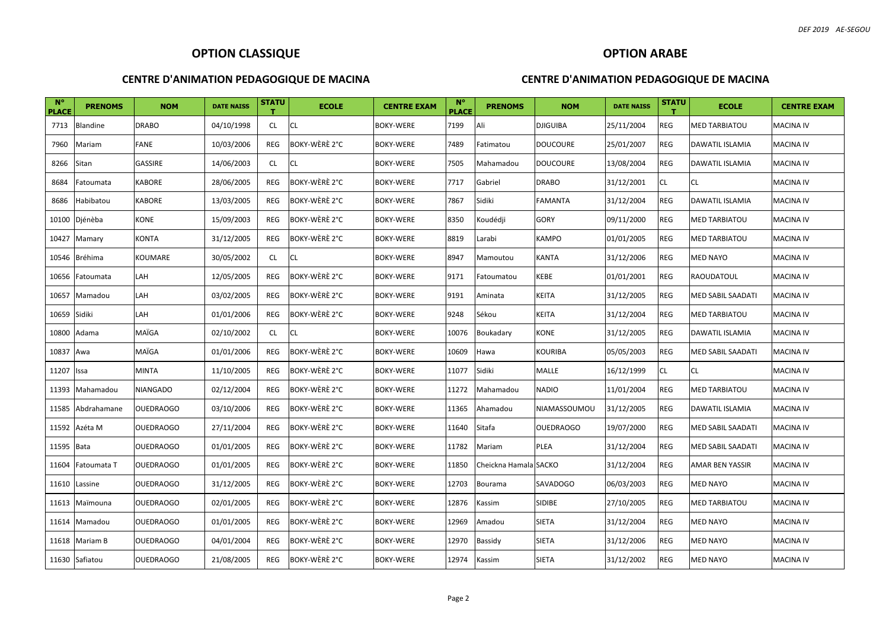| OPTION CLASSIQUE | | | | | | | OPTION ARABE | | | | | | |
|---|---|---|---|---|---|---|---|---|---|---|---|---|---|
| CENTRE D'ANIMATION PEDAGOGIQUE DE MACINA | | | | | | | CENTRE D'ANIMATION PEDAGOGIQUE DE MACINA | | | | | | |
| N° PLACE | PRENOMS | NOM | DATE NAISS | STATUT | ECOLE | CENTRE EXAM | N° PLACE | PRENOMS | NOM | DATE NAISS | STATUT | ECOLE | CENTRE EXAM |
| 7713 | Blandine | DRABO | 04/10/1998 | CL | CL | BOKY-WERE | 7199 | Ali | DJIGUIBA | 25/11/2004 | REG | MED TARBIATOU | MACINA IV |
| 7960 | Mariam | FANE | 10/03/2006 | REG | BOKY-WÈRÈ 2°C | BOKY-WERE | 7489 | Fatimatou | DOUCOURE | 25/01/2007 | REG | DAWATIL ISLAMIA | MACINA IV |
| 8266 | Sitan | GASSIRE | 14/06/2003 | CL | CL | BOKY-WERE | 7505 | Mahamadou | DOUCOURE | 13/08/2004 | REG | DAWATIL ISLAMIA | MACINA IV |
| 8684 | Fatoumata | KABORE | 28/06/2005 | REG | BOKY-WÈRÈ 2°C | BOKY-WERE | 7717 | Gabriel | DRABO | 31/12/2001 | CL | CL | MACINA IV |
| 8686 | Habibatou | KABORE | 13/03/2005 | REG | BOKY-WÈRÈ 2°C | BOKY-WERE | 7867 | Sidiki | FAMANTA | 31/12/2004 | REG | DAWATIL ISLAMIA | MACINA IV |
| 10100 | Djénèba | KONE | 15/09/2003 | REG | BOKY-WÈRÈ 2°C | BOKY-WERE | 8350 | Koudédji | GORY | 09/11/2000 | REG | MED TARBIATOU | MACINA IV |
| 10427 | Mamary | KONTA | 31/12/2005 | REG | BOKY-WÈRÈ 2°C | BOKY-WERE | 8819 | Larabi | KAMPO | 01/01/2005 | REG | MED TARBIATOU | MACINA IV |
| 10546 | Bréhima | KOUMARE | 30/05/2002 | CL | CL | BOKY-WERE | 8947 | Mamoutou | KANTA | 31/12/2006 | REG | MED NAYO | MACINA IV |
| 10656 | Fatoumata | LAH | 12/05/2005 | REG | BOKY-WÈRÈ 2°C | BOKY-WERE | 9171 | Fatoumatou | KEBE | 01/01/2001 | REG | RAOUDATOUL | MACINA IV |
| 10657 | Mamadou | LAH | 03/02/2005 | REG | BOKY-WÈRÈ 2°C | BOKY-WERE | 9191 | Aminata | KEITA | 31/12/2005 | REG | MED SABIL SAADATI | MACINA IV |
| 10659 | Sidiki | LAH | 01/01/2006 | REG | BOKY-WÈRÈ 2°C | BOKY-WERE | 9248 | Sékou | KEITA | 31/12/2004 | REG | MED TARBIATOU | MACINA IV |
| 10800 | Adama | MAÏGA | 02/10/2002 | CL | CL | BOKY-WERE | 10076 | Boukadary | KONE | 31/12/2005 | REG | DAWATIL ISLAMIA | MACINA IV |
| 10837 | Awa | MAÏGA | 01/01/2006 | REG | BOKY-WÈRÈ 2°C | BOKY-WERE | 10609 | Hawa | KOURIBA | 05/05/2003 | REG | MED SABIL SAADATI | MACINA IV |
| 11207 | Issa | MINTA | 11/10/2005 | REG | BOKY-WÈRÈ 2°C | BOKY-WERE | 11077 | Sidiki | MALLE | 16/12/1999 | CL | CL | MACINA IV |
| 11393 | Mahamadou | NIANGADO | 02/12/2004 | REG | BOKY-WÈRÈ 2°C | BOKY-WERE | 11272 | Mahamadou | NADIO | 11/01/2004 | REG | MED TARBIATOU | MACINA IV |
| 11585 | Abdrahamane | OUEDRAOGO | 03/10/2006 | REG | BOKY-WÈRÈ 2°C | BOKY-WERE | 11365 | Ahamadou | NIAMASSOUMOU | 31/12/2005 | REG | DAWATIL ISLAMIA | MACINA IV |
| 11592 | Azéta M | OUEDRAOGO | 27/11/2004 | REG | BOKY-WÈRÈ 2°C | BOKY-WERE | 11640 | Sitafa | OUEDRAOGO | 19/07/2000 | REG | MED SABIL SAADATI | MACINA IV |
| 11595 | Bata | OUEDRAOGO | 01/01/2005 | REG | BOKY-WÈRÈ 2°C | BOKY-WERE | 11782 | Mariam | PLEA | 31/12/2004 | REG | MED SABIL SAADATI | MACINA IV |
| 11604 | Fatoumata T | OUEDRAOGO | 01/01/2005 | REG | BOKY-WÈRÈ 2°C | BOKY-WERE | 11850 | Cheickna Hamala | SACKO | 31/12/2004 | REG | AMAR BEN YASSIR | MACINA IV |
| 11610 | Lassine | OUEDRAOGO | 31/12/2005 | REG | BOKY-WÈRÈ 2°C | BOKY-WERE | 12703 | Bourama | SAVADOGO | 06/03/2003 | REG | MED NAYO | MACINA IV |
| 11613 | Maïmouna | OUEDRAOGO | 02/01/2005 | REG | BOKY-WÈRÈ 2°C | BOKY-WERE | 12876 | Kassim | SIDIBE | 27/10/2005 | REG | MED TARBIATOU | MACINA IV |
| 11614 | Mamadou | OUEDRAOGO | 01/01/2005 | REG | BOKY-WÈRÈ 2°C | BOKY-WERE | 12969 | Amadou | SIETA | 31/12/2004 | REG | MED NAYO | MACINA IV |
| 11618 | Mariam B | OUEDRAOGO | 04/01/2004 | REG | BOKY-WÈRÈ 2°C | BOKY-WERE | 12970 | Bassidy | SIETA | 31/12/2006 | REG | MED NAYO | MACINA IV |
| 11630 | Safiatou | OUEDRAOGO | 21/08/2005 | REG | BOKY-WÈRÈ 2°C | BOKY-WERE | 12974 | Kassim | SIETA | 31/12/2002 | REG | MED NAYO | MACINA IV |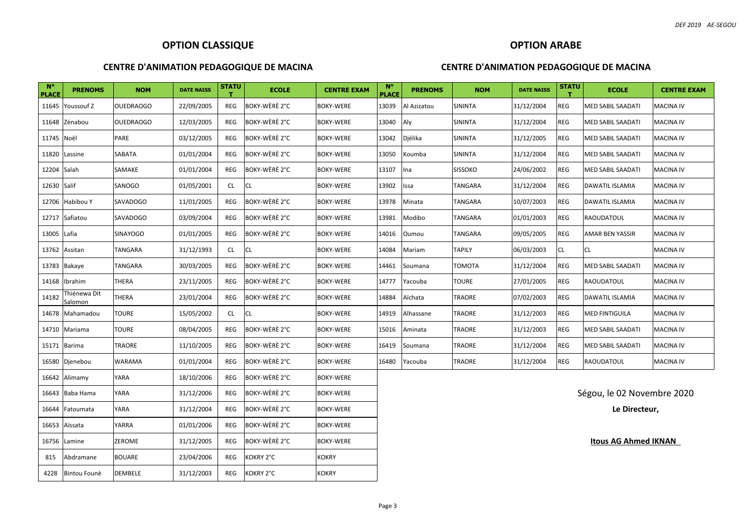## OPTION CLASSIQUE

### CENTRE D'ANIMATION PEDAGOGIQUE DE MACINA

| N° PLACE | PRENOMS | NOM | DATE NAISS | STATUT | ECOLE | CENTRE EXAM |
|---|---|---|---|---|---|---|
| 11645 | Youssouf Z | OUEDRAOGO | 22/09/2005 | REG | BOKY-WÈRÈ 2°C | BOKY-WERE |
| 11648 | Zénabou | OUEDRAOGO | 12/03/2005 | REG | BOKY-WÈRÈ 2°C | BOKY-WERE |
| 11745 | Noël | PARE | 03/12/2005 | REG | BOKY-WÈRÈ 2°C | BOKY-WERE |
| 11820 | Lassine | SABATA | 01/01/2004 | REG | BOKY-WÈRÈ 2°C | BOKY-WERE |
| 12204 | Salah | SAMAKE | 01/01/2004 | REG | BOKY-WÈRÈ 2°C | BOKY-WERE |
| 12630 | Salif | SANOGO | 01/05/2001 | CL | CL | BOKY-WERE |
| 12706 | Habibou Y | SAVADOGO | 11/01/2005 | REG | BOKY-WÈRÈ 2°C | BOKY-WERE |
| 12717 | Safiatou | SAVADOGO | 03/09/2004 | REG | BOKY-WÈRÈ 2°C | BOKY-WERE |
| 13005 | Lafia | SINAYOGO | 01/01/2005 | REG | BOKY-WÈRÈ 2°C | BOKY-WERE |
| 13762 | Assitan | TANGARA | 31/12/1993 | CL | CL | BOKY-WERE |
| 13783 | Bakaye | TANGARA | 30/03/2005 | REG | BOKY-WÈRÈ 2°C | BOKY-WERE |
| 14168 | Ibrahim | THERA | 23/11/2005 | REG | BOKY-WÈRÈ 2°C | BOKY-WERE |
| 14182 | Thiénewa Dit Salomon | THERA | 23/01/2004 | REG | BOKY-WÈRÈ 2°C | BOKY-WERE |
| 14678 | Mahamadou | TOURE | 15/05/2002 | CL | CL | BOKY-WERE |
| 14710 | Mariama | TOURE | 08/04/2005 | REG | BOKY-WÈRÈ 2°C | BOKY-WERE |
| 15171 | Barima | TRAORE | 11/10/2005 | REG | BOKY-WÈRÈ 2°C | BOKY-WERE |
| 16580 | Djenebou | WARAMA | 01/01/2004 | REG | BOKY-WÈRÈ 2°C | BOKY-WERE |
| 16642 | Alimamy | YARA | 18/10/2006 | REG | BOKY-WÈRÈ 2°C | BOKY-WERE |
| 16643 | Baba Hama | YARA | 31/12/2006 | REG | BOKY-WÈRÈ 2°C | BOKY-WERE |
| 16644 | Fatoumata | YARA | 31/12/2004 | REG | BOKY-WÈRÈ 2°C | BOKY-WERE |
| 16653 | Aïssata | YARRA | 01/01/2006 | REG | BOKY-WÈRÈ 2°C | BOKY-WERE |
| 16756 | Lamine | ZEROME | 31/12/2005 | REG | BOKY-WÈRÈ 2°C | BOKY-WERE |
| 815 | Abdramane | BOUARE | 23/04/2006 | REG | KOKRY 2°C | KOKRY |
| 4228 | Bintou Founè | DEMBELE | 31/12/2003 | REG | KOKRY 2°C | KOKRY |

## OPTION ARABE

### CENTRE D'ANIMATION PEDAGOGIQUE DE MACINA

| N° PLACE | PRENOMS | NOM | DATE NAISS | STATUT | ECOLE | CENTRE EXAM |
|---|---|---|---|---|---|---|
| 13039 | Al Azizatou | SININTA | 31/12/2004 | REG | MED SABIL SAADATI | MACINA IV |
| 13040 | Aly | SININTA | 31/12/2004 | REG | MED SABIL SAADATI | MACINA IV |
| 13042 | Djélika | SININTA | 31/12/2005 | REG | MED SABIL SAADATI | MACINA IV |
| 13050 | Koumba | SININTA | 31/12/2004 | REG | MED SABIL SAADATI | MACINA IV |
| 13107 | Ina | SISSOKO | 24/06/2002 | REG | MED SABIL SAADATI | MACINA IV |
| 13902 | Issa | TANGARA | 31/12/2004 | REG | DAWATIL ISLAMIA | MACINA IV |
| 13978 | Minata | TANGARA | 10/07/2003 | REG | DAWATIL ISLAMIA | MACINA IV |
| 13981 | Modibo | TANGARA | 01/01/2003 | REG | RAOUDATOUL | MACINA IV |
| 14016 | Oumou | TANGARA | 09/05/2005 | REG | AMAR BEN YASSIR | MACINA IV |
| 14084 | Mariam | TAPILY | 06/03/2003 | CL | CL | MACINA IV |
| 14461 | Soumana | TOMOTA | 31/12/2004 | REG | MED SABIL SAADATI | MACINA IV |
| 14777 | Yacouba | TOURE | 27/01/2005 | REG | RAOUDATOUL | MACINA IV |
| 14884 | Aïchata | TRAORE | 07/02/2003 | REG | DAWATIL ISLAMIA | MACINA IV |
| 14919 | Alhassane | TRAORE | 31/12/2003 | REG | MED FINTIGUILA | MACINA IV |
| 15016 | Aminata | TRAORE | 31/12/2003 | REG | MED SABIL SAADATI | MACINA IV |
| 16419 | Soumana | TRAORE | 31/12/2004 | REG | MED SABIL SAADATI | MACINA IV |
| 16480 | Yacouba | TRAORE | 31/12/2004 | REG | RAOUDATOUL | MACINA IV |

Ségou, le 02 Novembre 2020

**Le Directeur,**

**Itous AG Ahmed IKNAN**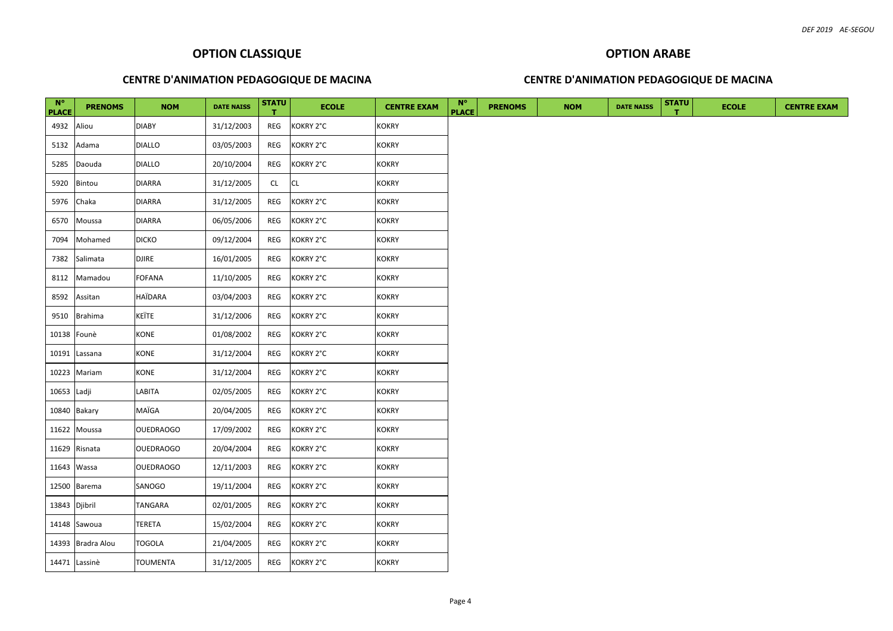## OPTION CLASSIQUE

### CENTRE D'ANIMATION PEDAGOGIQUE DE MACINA

| N° PLACE | PRENOMS | NOM | DATE NAISS | STATUT | ECOLE | CENTRE EXAM |
|---|---|---|---|---|---|---|
| 4932 | Aliou | DIABY | 31/12/2003 | REG | KOKRY 2°C | KOKRY |
| 5132 | Adama | DIALLO | 03/05/2003 | REG | KOKRY 2°C | KOKRY |
| 5285 | Daouda | DIALLO | 20/10/2004 | REG | KOKRY 2°C | KOKRY |
| 5920 | Bintou | DIARRA | 31/12/2005 | CL | CL | KOKRY |
| 5976 | Chaka | DIARRA | 31/12/2005 | REG | KOKRY 2°C | KOKRY |
| 6570 | Moussa | DIARRA | 06/05/2006 | REG | KOKRY 2°C | KOKRY |
| 7094 | Mohamed | DICKO | 09/12/2004 | REG | KOKRY 2°C | KOKRY |
| 7382 | Salimata | DJIRE | 16/01/2005 | REG | KOKRY 2°C | KOKRY |
| 8112 | Mamadou | FOFANA | 11/10/2005 | REG | KOKRY 2°C | KOKRY |
| 8592 | Assitan | HAÏDARA | 03/04/2003 | REG | KOKRY 2°C | KOKRY |
| 9510 | Brahima | KEÏTE | 31/12/2006 | REG | KOKRY 2°C | KOKRY |
| 10138 | Founè | KONE | 01/08/2002 | REG | KOKRY 2°C | KOKRY |
| 10191 | Lassana | KONE | 31/12/2004 | REG | KOKRY 2°C | KOKRY |
| 10223 | Mariam | KONE | 31/12/2004 | REG | KOKRY 2°C | KOKRY |
| 10653 | Ladji | LABITA | 02/05/2005 | REG | KOKRY 2°C | KOKRY |
| 10840 | Bakary | MAÏGA | 20/04/2005 | REG | KOKRY 2°C | KOKRY |
| 11622 | Moussa | OUEDRAOGO | 17/09/2002 | REG | KOKRY 2°C | KOKRY |
| 11629 | Risnata | OUEDRAOGO | 20/04/2004 | REG | KOKRY 2°C | KOKRY |
| 11643 | Wassa | OUEDRAOGO | 12/11/2003 | REG | KOKRY 2°C | KOKRY |
| 12500 | Barema | SANOGO | 19/11/2004 | REG | KOKRY 2°C | KOKRY |
| 13843 | Djibril | TANGARA | 02/01/2005 | REG | KOKRY 2°C | KOKRY |
| 14148 | Sawoua | TERETA | 15/02/2004 | REG | KOKRY 2°C | KOKRY |
| 14393 | Bradra Alou | TOGOLA | 21/04/2005 | REG | KOKRY 2°C | KOKRY |
| 14471 | Lassinè | TOUMENTA | 31/12/2005 | REG | KOKRY 2°C | KOKRY |

## OPTION ARABE

### CENTRE D'ANIMATION PEDAGOGIQUE DE MACINA

| N° PLACE | PRENOMS | NOM | DATE NAISS | STATUT | ECOLE | CENTRE EXAM |
|---|---|---|---|---|---|---|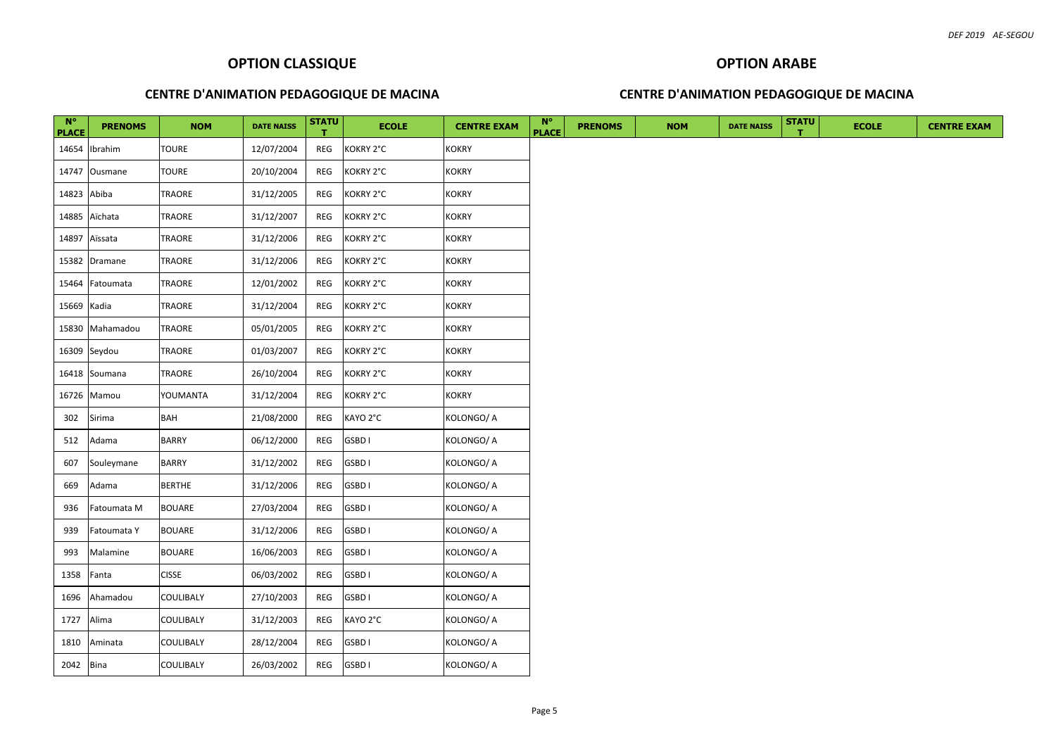## OPTION CLASSIQUE

### CENTRE D'ANIMATION PEDAGOGIQUE DE MACINA

| N° PLACE | PRENOMS | NOM | DATE NAISS | STATUT | ECOLE | CENTRE EXAM |
|---|---|---|---|---|---|---|
| 14654 | Ibrahim | TOURE | 12/07/2004 | REG | KOKRY 2°C | KOKRY |
| 14747 | Ousmane | TOURE | 20/10/2004 | REG | KOKRY 2°C | KOKRY |
| 14823 | Abiba | TRAORE | 31/12/2005 | REG | KOKRY 2°C | KOKRY |
| 14885 | Aïchata | TRAORE | 31/12/2007 | REG | KOKRY 2°C | KOKRY |
| 14897 | Aïssata | TRAORE | 31/12/2006 | REG | KOKRY 2°C | KOKRY |
| 15382 | Dramane | TRAORE | 31/12/2006 | REG | KOKRY 2°C | KOKRY |
| 15464 | Fatoumata | TRAORE | 12/01/2002 | REG | KOKRY 2°C | KOKRY |
| 15669 | Kadia | TRAORE | 31/12/2004 | REG | KOKRY 2°C | KOKRY |
| 15830 | Mahamadou | TRAORE | 05/01/2005 | REG | KOKRY 2°C | KOKRY |
| 16309 | Seydou | TRAORE | 01/03/2007 | REG | KOKRY 2°C | KOKRY |
| 16418 | Soumana | TRAORE | 26/10/2004 | REG | KOKRY 2°C | KOKRY |
| 16726 | Mamou | YOUMANTA | 31/12/2004 | REG | KOKRY 2°C | KOKRY |
| 302 | Sirima | BAH | 21/08/2000 | REG | KAYO 2°C | KOLONGO/ A |
| 512 | Adama | BARRY | 06/12/2000 | REG | GSBD I | KOLONGO/ A |
| 607 | Souleymane | BARRY | 31/12/2002 | REG | GSBD I | KOLONGO/ A |
| 669 | Adama | BERTHE | 31/12/2006 | REG | GSBD I | KOLONGO/ A |
| 936 | Fatoumata M | BOUARE | 27/03/2004 | REG | GSBD I | KOLONGO/ A |
| 939 | Fatoumata Y | BOUARE | 31/12/2006 | REG | GSBD I | KOLONGO/ A |
| 993 | Malamine | BOUARE | 16/06/2003 | REG | GSBD I | KOLONGO/ A |
| 1358 | Fanta | CISSE | 06/03/2002 | REG | GSBD I | KOLONGO/ A |
| 1696 | Ahamadou | COULIBALY | 27/10/2003 | REG | GSBD I | KOLONGO/ A |
| 1727 | Alima | COULIBALY | 31/12/2003 | REG | KAYO 2°C | KOLONGO/ A |
| 1810 | Aminata | COULIBALY | 28/12/2004 | REG | GSBD I | KOLONGO/ A |
| 2042 | Bina | COULIBALY | 26/03/2002 | REG | GSBD I | KOLONGO/ A |

## OPTION ARABE

### CENTRE D'ANIMATION PEDAGOGIQUE DE MACINA

| N° PLACE | PRENOMS | NOM | DATE NAISS | STATUT | ECOLE | CENTRE EXAM |
|---|---|---|---|---|---|---|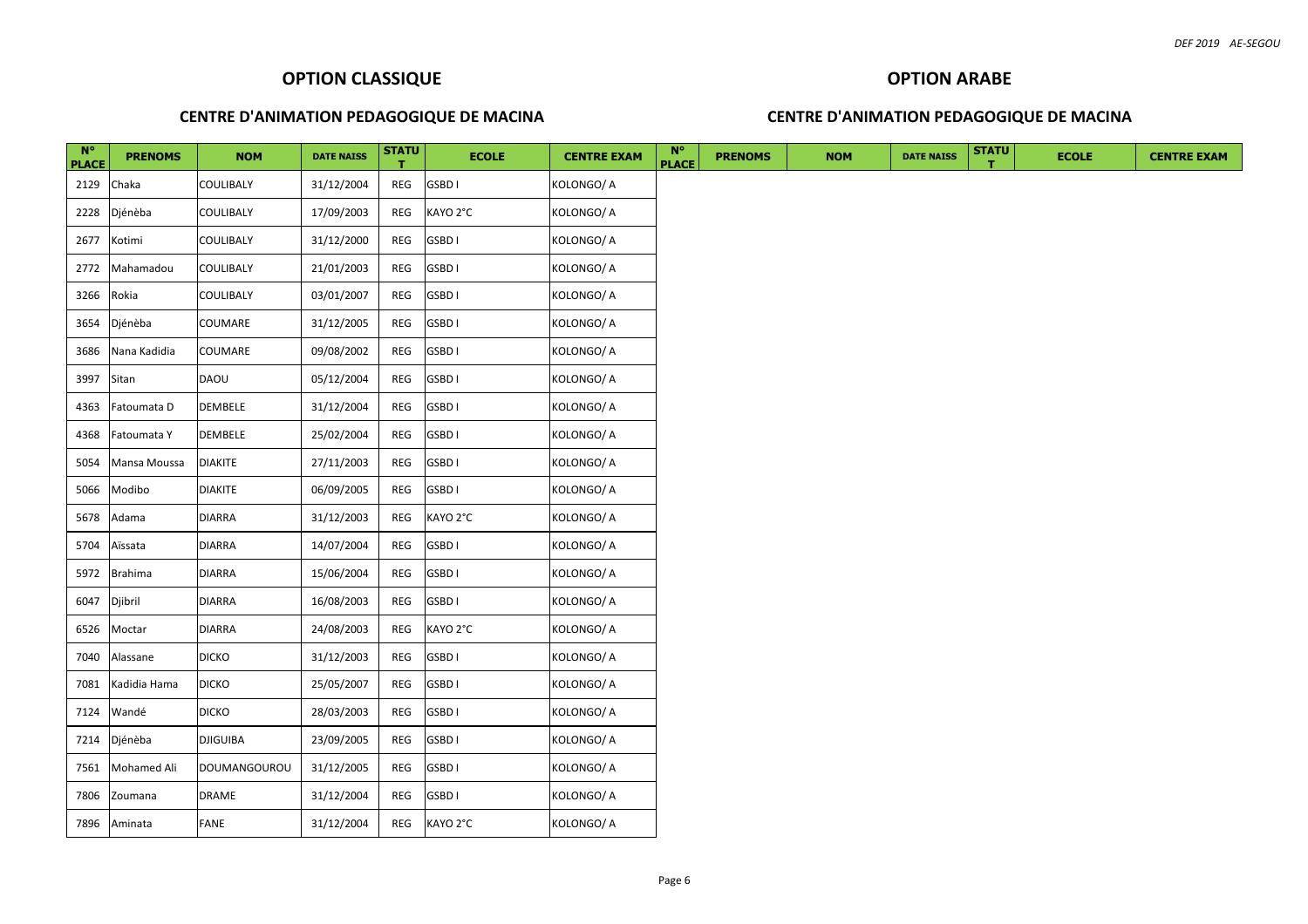## OPTION CLASSIQUE

### CENTRE D'ANIMATION PEDAGOGIQUE DE MACINA

| N° PLACE | PRENOMS | NOM | DATE NAISS | STATUT | ECOLE | CENTRE EXAM |
|---|---|---|---|---|---|---|
| 2129 | Chaka | COULIBALY | 31/12/2004 | REG | GSBD I | KOLONGO/ A |
| 2228 | Djénèba | COULIBALY | 17/09/2003 | REG | KAYO 2°C | KOLONGO/ A |
| 2677 | Kotimi | COULIBALY | 31/12/2000 | REG | GSBD I | KOLONGO/ A |
| 2772 | Mahamadou | COULIBALY | 21/01/2003 | REG | GSBD I | KOLONGO/ A |
| 3266 | Rokia | COULIBALY | 03/01/2007 | REG | GSBD I | KOLONGO/ A |
| 3654 | Djénèba | COUMARE | 31/12/2005 | REG | GSBD I | KOLONGO/ A |
| 3686 | Nana Kadidia | COUMARE | 09/08/2002 | REG | GSBD I | KOLONGO/ A |
| 3997 | Sitan | DAOU | 05/12/2004 | REG | GSBD I | KOLONGO/ A |
| 4363 | Fatoumata D | DEMBELE | 31/12/2004 | REG | GSBD I | KOLONGO/ A |
| 4368 | Fatoumata Y | DEMBELE | 25/02/2004 | REG | GSBD I | KOLONGO/ A |
| 5054 | Mansa Moussa | DIAKITE | 27/11/2003 | REG | GSBD I | KOLONGO/ A |
| 5066 | Modibo | DIAKITE | 06/09/2005 | REG | GSBD I | KOLONGO/ A |
| 5678 | Adama | DIARRA | 31/12/2003 | REG | KAYO 2°C | KOLONGO/ A |
| 5704 | Aïssata | DIARRA | 14/07/2004 | REG | GSBD I | KOLONGO/ A |
| 5972 | Brahima | DIARRA | 15/06/2004 | REG | GSBD I | KOLONGO/ A |
| 6047 | Djibril | DIARRA | 16/08/2003 | REG | GSBD I | KOLONGO/ A |
| 6526 | Moctar | DIARRA | 24/08/2003 | REG | KAYO 2°C | KOLONGO/ A |
| 7040 | Alassane | DICKO | 31/12/2003 | REG | GSBD I | KOLONGO/ A |
| 7081 | Kadidia Hama | DICKO | 25/05/2007 | REG | GSBD I | KOLONGO/ A |
| 7124 | Wandé | DICKO | 28/03/2003 | REG | GSBD I | KOLONGO/ A |
| 7214 | Djénèba | DJIGUIBA | 23/09/2005 | REG | GSBD I | KOLONGO/ A |
| 7561 | Mohamed Ali | DOUMANGOUROU | 31/12/2005 | REG | GSBD I | KOLONGO/ A |
| 7806 | Zoumana | DRAME | 31/12/2004 | REG | GSBD I | KOLONGO/ A |
| 7896 | Aminata | FANE | 31/12/2004 | REG | KAYO 2°C | KOLONGO/ A |

## OPTION ARABE

### CENTRE D'ANIMATION PEDAGOGIQUE DE MACINA

| N° PLACE | PRENOMS | NOM | DATE NAISS | STATUT | ECOLE | CENTRE EXAM |
|---|---|---|---|---|---|---|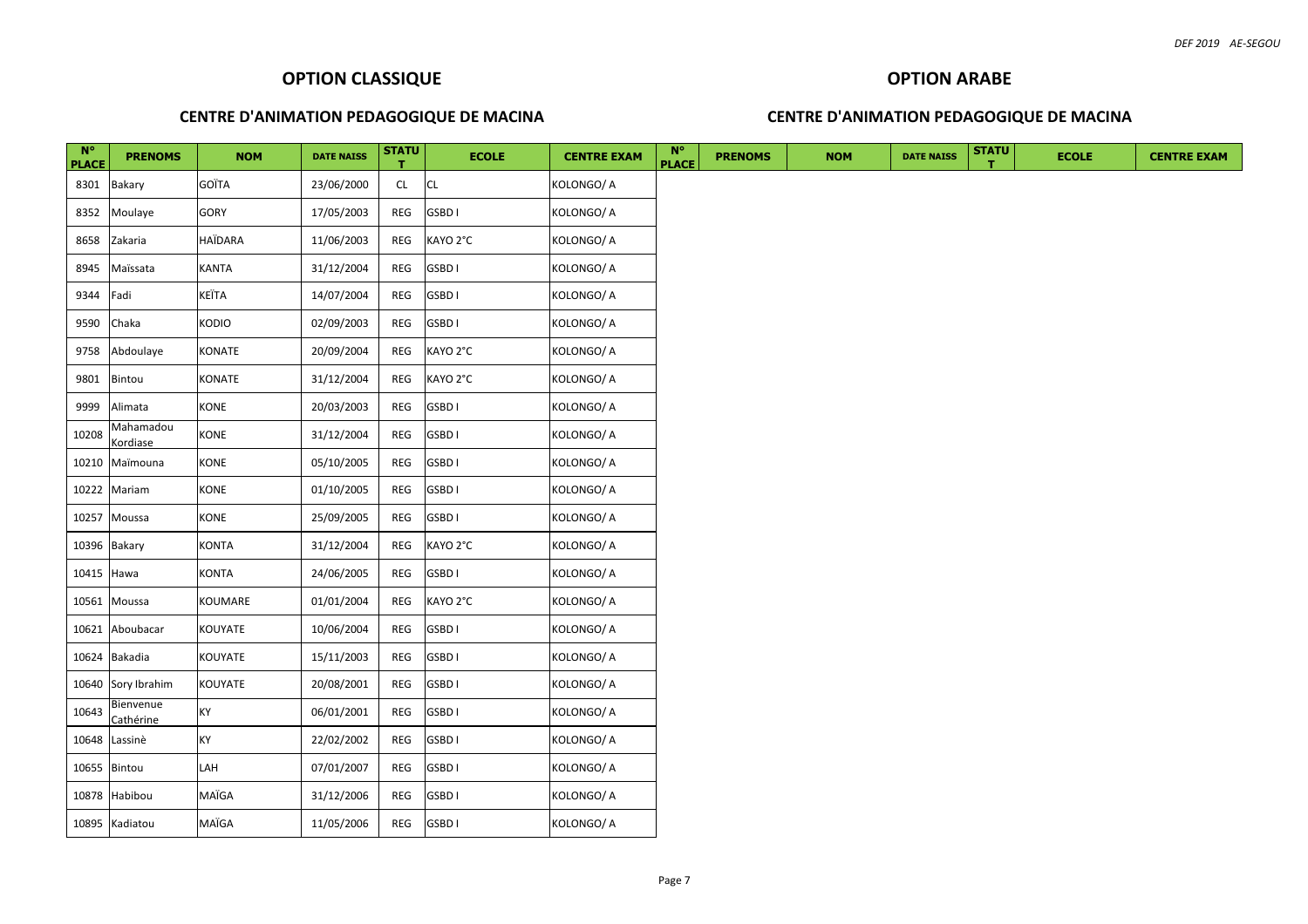## OPTION CLASSIQUE

### CENTRE D'ANIMATION PEDAGOGIQUE DE MACINA

| N° PLACE | PRENOMS | NOM | DATE NAISS | STATUT | ECOLE | CENTRE EXAM |
|---|---|---|---|---|---|---|
| 8301 | Bakary | GOÏTA | 23/06/2000 | CL | CL | KOLONGO/ A |
| 8352 | Moulaye | GORY | 17/05/2003 | REG | GSBD I | KOLONGO/ A |
| 8658 | Zakaria | HAÏDARA | 11/06/2003 | REG | KAYO 2°C | KOLONGO/ A |
| 8945 | Maïssata | KANTA | 31/12/2004 | REG | GSBD I | KOLONGO/ A |
| 9344 | Fadi | KEÏTA | 14/07/2004 | REG | GSBD I | KOLONGO/ A |
| 9590 | Chaka | KODIO | 02/09/2003 | REG | GSBD I | KOLONGO/ A |
| 9758 | Abdoulaye | KONATE | 20/09/2004 | REG | KAYO 2°C | KOLONGO/ A |
| 9801 | Bintou | KONATE | 31/12/2004 | REG | KAYO 2°C | KOLONGO/ A |
| 9999 | Alimata | KONE | 20/03/2003 | REG | GSBD I | KOLONGO/ A |
| 10208 | Mahamadou Kordiase | KONE | 31/12/2004 | REG | GSBD I | KOLONGO/ A |
| 10210 | Maïmouna | KONE | 05/10/2005 | REG | GSBD I | KOLONGO/ A |
| 10222 | Mariam | KONE | 01/10/2005 | REG | GSBD I | KOLONGO/ A |
| 10257 | Moussa | KONE | 25/09/2005 | REG | GSBD I | KOLONGO/ A |
| 10396 | Bakary | KONTA | 31/12/2004 | REG | KAYO 2°C | KOLONGO/ A |
| 10415 | Hawa | KONTA | 24/06/2005 | REG | GSBD I | KOLONGO/ A |
| 10561 | Moussa | KOUMARE | 01/01/2004 | REG | KAYO 2°C | KOLONGO/ A |
| 10621 | Aboubacar | KOUYATE | 10/06/2004 | REG | GSBD I | KOLONGO/ A |
| 10624 | Bakadia | KOUYATE | 15/11/2003 | REG | GSBD I | KOLONGO/ A |
| 10640 | Sory Ibrahim | KOUYATE | 20/08/2001 | REG | GSBD I | KOLONGO/ A |
| 10643 | Bienvenue Cathérine | KY | 06/01/2001 | REG | GSBD I | KOLONGO/ A |
| 10648 | Lassinè | KY | 22/02/2002 | REG | GSBD I | KOLONGO/ A |
| 10655 | Bintou | LAH | 07/01/2007 | REG | GSBD I | KOLONGO/ A |
| 10878 | Habibou | MAÏGA | 31/12/2006 | REG | GSBD I | KOLONGO/ A |
| 10895 | Kadiatou | MAÏGA | 11/05/2006 | REG | GSBD I | KOLONGO/ A |

## OPTION ARABE

### CENTRE D'ANIMATION PEDAGOGIQUE DE MACINA

| N° PLACE | PRENOMS | NOM | DATE NAISS | STATUT | ECOLE | CENTRE EXAM |
|---|---|---|---|---|---|---|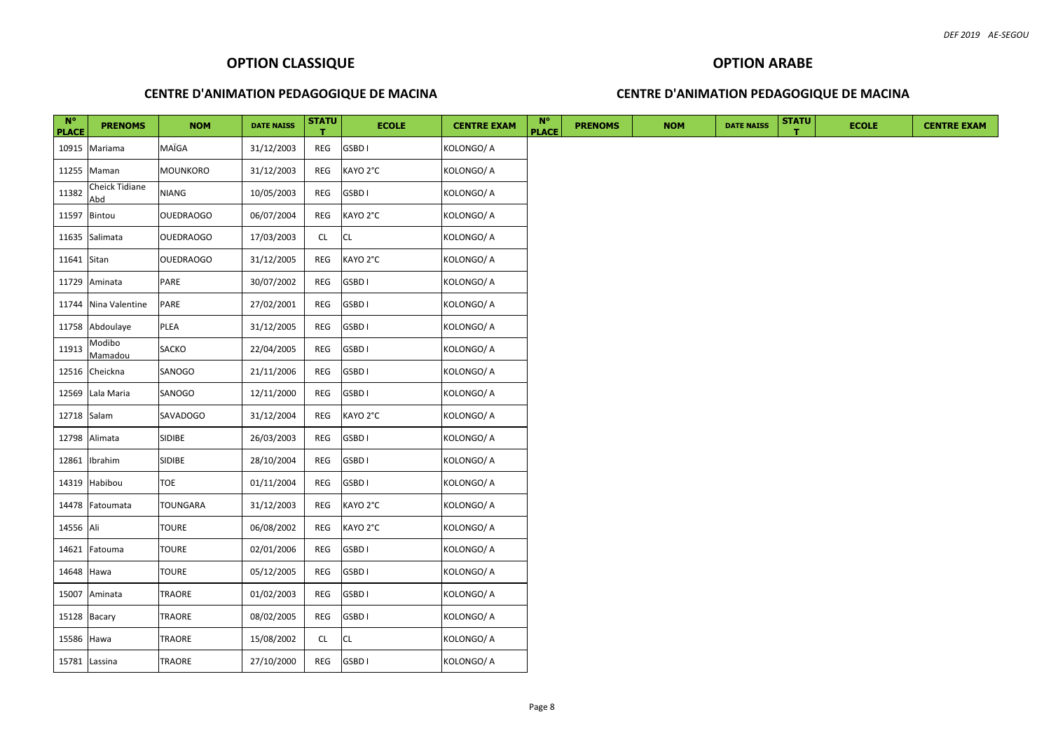## OPTION CLASSIQUE

### CENTRE D'ANIMATION PEDAGOGIQUE DE MACINA

| N° PLACE | PRENOMS | NOM | DATE NAISS | STATUT | ECOLE | CENTRE EXAM |
|---|---|---|---|---|---|---|
| 10915 | Mariama | MAÏGA | 31/12/2003 | REG | GSBD I | KOLONGO/ A |
| 11255 | Maman | MOUNKORO | 31/12/2003 | REG | KAYO 2°C | KOLONGO/ A |
| 11382 | Cheick Tidiane Abd | NIANG | 10/05/2003 | REG | GSBD I | KOLONGO/ A |
| 11597 | Bintou | OUEDRAOGO | 06/07/2004 | REG | KAYO 2°C | KOLONGO/ A |
| 11635 | Salimata | OUEDRAOGO | 17/03/2003 | CL | CL | KOLONGO/ A |
| 11641 | Sitan | OUEDRAOGO | 31/12/2005 | REG | KAYO 2°C | KOLONGO/ A |
| 11729 | Aminata | PARE | 30/07/2002 | REG | GSBD I | KOLONGO/ A |
| 11744 | Nina Valentine | PARE | 27/02/2001 | REG | GSBD I | KOLONGO/ A |
| 11758 | Abdoulaye | PLEA | 31/12/2005 | REG | GSBD I | KOLONGO/ A |
| 11913 | Modibo Mamadou | SACKO | 22/04/2005 | REG | GSBD I | KOLONGO/ A |
| 12516 | Cheickna | SANOGO | 21/11/2006 | REG | GSBD I | KOLONGO/ A |
| 12569 | Lala Maria | SANOGO | 12/11/2000 | REG | GSBD I | KOLONGO/ A |
| 12718 | Salam | SAVADOGO | 31/12/2004 | REG | KAYO 2°C | KOLONGO/ A |
| 12798 | Alimata | SIDIBE | 26/03/2003 | REG | GSBD I | KOLONGO/ A |
| 12861 | Ibrahim | SIDIBE | 28/10/2004 | REG | GSBD I | KOLONGO/ A |
| 14319 | Habibou | TOE | 01/11/2004 | REG | GSBD I | KOLONGO/ A |
| 14478 | Fatoumata | TOUNGARA | 31/12/2003 | REG | KAYO 2°C | KOLONGO/ A |
| 14556 | Ali | TOURE | 06/08/2002 | REG | KAYO 2°C | KOLONGO/ A |
| 14621 | Fatouma | TOURE | 02/01/2006 | REG | GSBD I | KOLONGO/ A |
| 14648 | Hawa | TOURE | 05/12/2005 | REG | GSBD I | KOLONGO/ A |
| 15007 | Aminata | TRAORE | 01/02/2003 | REG | GSBD I | KOLONGO/ A |
| 15128 | Bacary | TRAORE | 08/02/2005 | REG | GSBD I | KOLONGO/ A |
| 15586 | Hawa | TRAORE | 15/08/2002 | CL | CL | KOLONGO/ A |
| 15781 | Lassina | TRAORE | 27/10/2000 | REG | GSBD I | KOLONGO/ A |

## OPTION ARABE

### CENTRE D'ANIMATION PEDAGOGIQUE DE MACINA

| N° PLACE | PRENOMS | NOM | DATE NAISS | STATUT | ECOLE | CENTRE EXAM |
|---|---|---|---|---|---|---|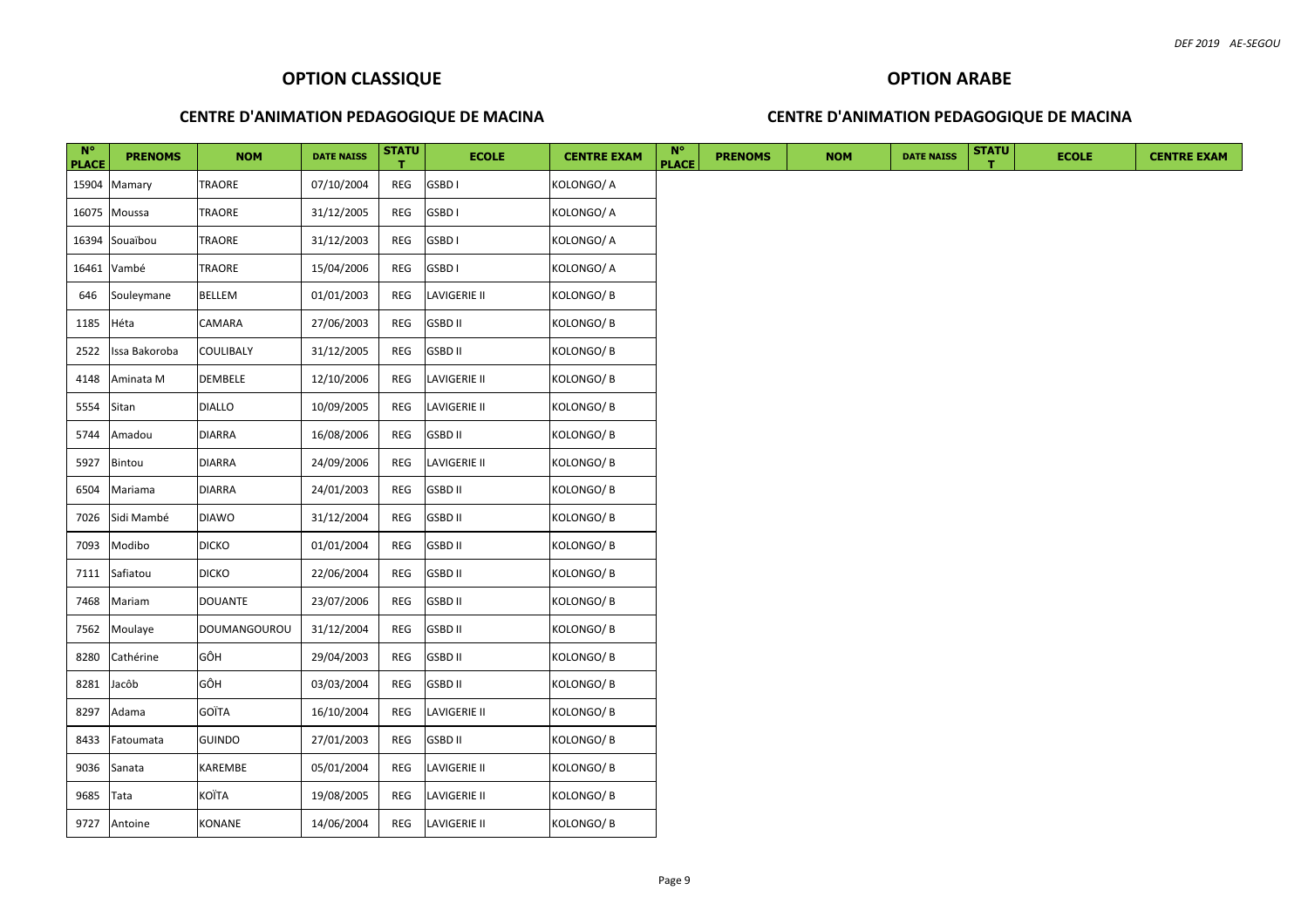## OPTION CLASSIQUE

### CENTRE D'ANIMATION PEDAGOGIQUE DE MACINA

| N° PLACE | PRENOMS | NOM | DATE NAISS | STATUT | ECOLE | CENTRE EXAM |
|---|---|---|---|---|---|---|
| 15904 | Mamary | TRAORE | 07/10/2004 | REG | GSBD I | KOLONGO/ A |
| 16075 | Moussa | TRAORE | 31/12/2005 | REG | GSBD I | KOLONGO/ A |
| 16394 | Souaïbou | TRAORE | 31/12/2003 | REG | GSBD I | KOLONGO/ A |
| 16461 | Vambé | TRAORE | 15/04/2006 | REG | GSBD I | KOLONGO/ A |
| 646 | Souleymane | BELLEM | 01/01/2003 | REG | LAVIGERIE II | KOLONGO/ B |
| 1185 | Héta | CAMARA | 27/06/2003 | REG | GSBD II | KOLONGO/ B |
| 2522 | Issa Bakoroba | COULIBALY | 31/12/2005 | REG | GSBD II | KOLONGO/ B |
| 4148 | Aminata M | DEMBELE | 12/10/2006 | REG | LAVIGERIE II | KOLONGO/ B |
| 5554 | Sitan | DIALLO | 10/09/2005 | REG | LAVIGERIE II | KOLONGO/ B |
| 5744 | Amadou | DIARRA | 16/08/2006 | REG | GSBD II | KOLONGO/ B |
| 5927 | Bintou | DIARRA | 24/09/2006 | REG | LAVIGERIE II | KOLONGO/ B |
| 6504 | Mariama | DIARRA | 24/01/2003 | REG | GSBD II | KOLONGO/ B |
| 7026 | Sidi Mambé | DIAWO | 31/12/2004 | REG | GSBD II | KOLONGO/ B |
| 7093 | Modibo | DICKO | 01/01/2004 | REG | GSBD II | KOLONGO/ B |
| 7111 | Safiatou | DICKO | 22/06/2004 | REG | GSBD II | KOLONGO/ B |
| 7468 | Mariam | DOUANTE | 23/07/2006 | REG | GSBD II | KOLONGO/ B |
| 7562 | Moulaye | DOUMANGOUROU | 31/12/2004 | REG | GSBD II | KOLONGO/ B |
| 8280 | Cathérine | GÔH | 29/04/2003 | REG | GSBD II | KOLONGO/ B |
| 8281 | Jacôb | GÔH | 03/03/2004 | REG | GSBD II | KOLONGO/ B |
| 8297 | Adama | GOÏTA | 16/10/2004 | REG | LAVIGERIE II | KOLONGO/ B |
| 8433 | Fatoumata | GUINDO | 27/01/2003 | REG | GSBD II | KOLONGO/ B |
| 9036 | Sanata | KAREMBE | 05/01/2004 | REG | LAVIGERIE II | KOLONGO/ B |
| 9685 | Tata | KOÏTA | 19/08/2005 | REG | LAVIGERIE II | KOLONGO/ B |
| 9727 | Antoine | KONANE | 14/06/2004 | REG | LAVIGERIE II | KOLONGO/ B |

## OPTION ARABE

### CENTRE D'ANIMATION PEDAGOGIQUE DE MACINA

| N° PLACE | PRENOMS | NOM | DATE NAISS | STATUT | ECOLE | CENTRE EXAM |
|---|---|---|---|---|---|---|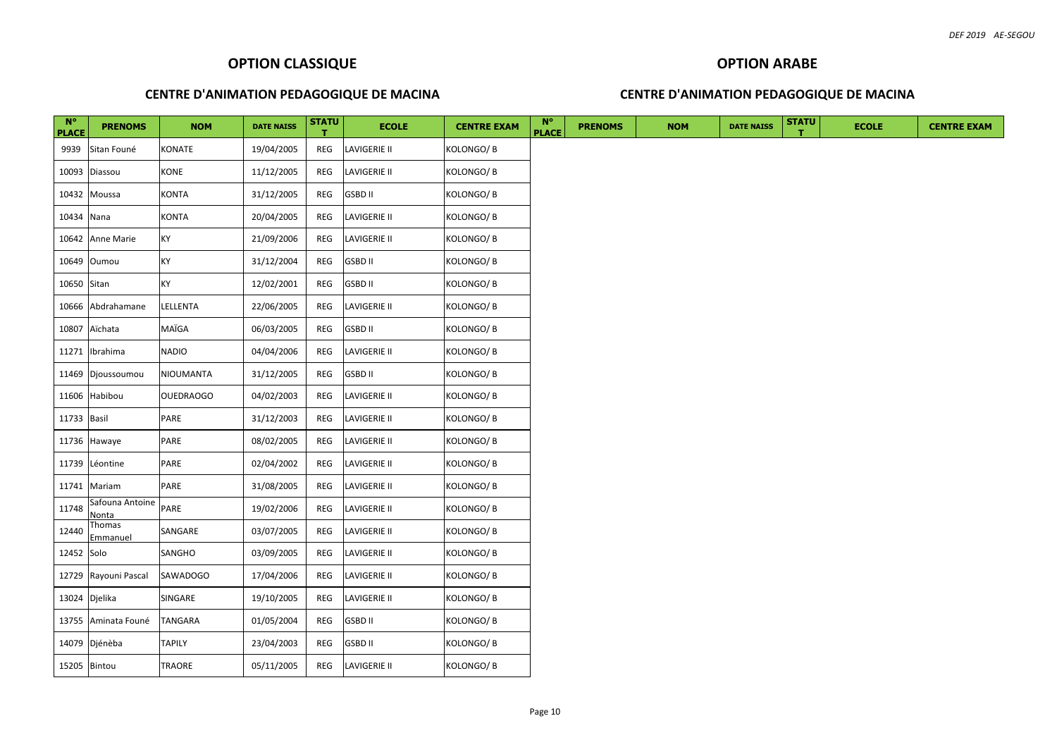## OPTION CLASSIQUE

### CENTRE D'ANIMATION PEDAGOGIQUE DE MACINA

| N° PLACE | PRENOMS | NOM | DATE NAISS | STATUT | ECOLE | CENTRE EXAM |
|---|---|---|---|---|---|---|
| 9939 | Sitan Founé | KONATE | 19/04/2005 | REG | LAVIGERIE II | KOLONGO/ B |
| 10093 | Diassou | KONE | 11/12/2005 | REG | LAVIGERIE II | KOLONGO/ B |
| 10432 | Moussa | KONTA | 31/12/2005 | REG | GSBD II | KOLONGO/ B |
| 10434 | Nana | KONTA | 20/04/2005 | REG | LAVIGERIE II | KOLONGO/ B |
| 10642 | Anne Marie | KY | 21/09/2006 | REG | LAVIGERIE II | KOLONGO/ B |
| 10649 | Oumou | KY | 31/12/2004 | REG | GSBD II | KOLONGO/ B |
| 10650 | Sitan | KY | 12/02/2001 | REG | GSBD II | KOLONGO/ B |
| 10666 | Abdrahamane | LELLENTA | 22/06/2005 | REG | LAVIGERIE II | KOLONGO/ B |
| 10807 | Aïchata | MAÏGA | 06/03/2005 | REG | GSBD II | KOLONGO/ B |
| 11271 | Ibrahima | NADIO | 04/04/2006 | REG | LAVIGERIE II | KOLONGO/ B |
| 11469 | Djoussoumou | NIOUMANTA | 31/12/2005 | REG | GSBD II | KOLONGO/ B |
| 11606 | Habibou | OUEDRAOGO | 04/02/2003 | REG | LAVIGERIE II | KOLONGO/ B |
| 11733 | Basil | PARE | 31/12/2003 | REG | LAVIGERIE II | KOLONGO/ B |
| 11736 | Hawaye | PARE | 08/02/2005 | REG | LAVIGERIE II | KOLONGO/ B |
| 11739 | Léontine | PARE | 02/04/2002 | REG | LAVIGERIE II | KOLONGO/ B |
| 11741 | Mariam | PARE | 31/08/2005 | REG | LAVIGERIE II | KOLONGO/ B |
| 11748 | Safouna Antoine Nonta | PARE | 19/02/2006 | REG | LAVIGERIE II | KOLONGO/ B |
| 12440 | Thomas Emmanuel | SANGARE | 03/07/2005 | REG | LAVIGERIE II | KOLONGO/ B |
| 12452 | Solo | SANGHO | 03/09/2005 | REG | LAVIGERIE II | KOLONGO/ B |
| 12729 | Rayouni Pascal | SAWADOGO | 17/04/2006 | REG | LAVIGERIE II | KOLONGO/ B |
| 13024 | Djelika | SINGARE | 19/10/2005 | REG | LAVIGERIE II | KOLONGO/ B |
| 13755 | Aminata Founé | TANGARA | 01/05/2004 | REG | GSBD II | KOLONGO/ B |
| 14079 | Djénèba | TAPILY | 23/04/2003 | REG | GSBD II | KOLONGO/ B |
| 15205 | Bintou | TRAORE | 05/11/2005 | REG | LAVIGERIE II | KOLONGO/ B |

## OPTION ARABE

### CENTRE D'ANIMATION PEDAGOGIQUE DE MACINA

| N° PLACE | PRENOMS | NOM | DATE NAISS | STATUT | ECOLE | CENTRE EXAM |
|---|---|---|---|---|---|---|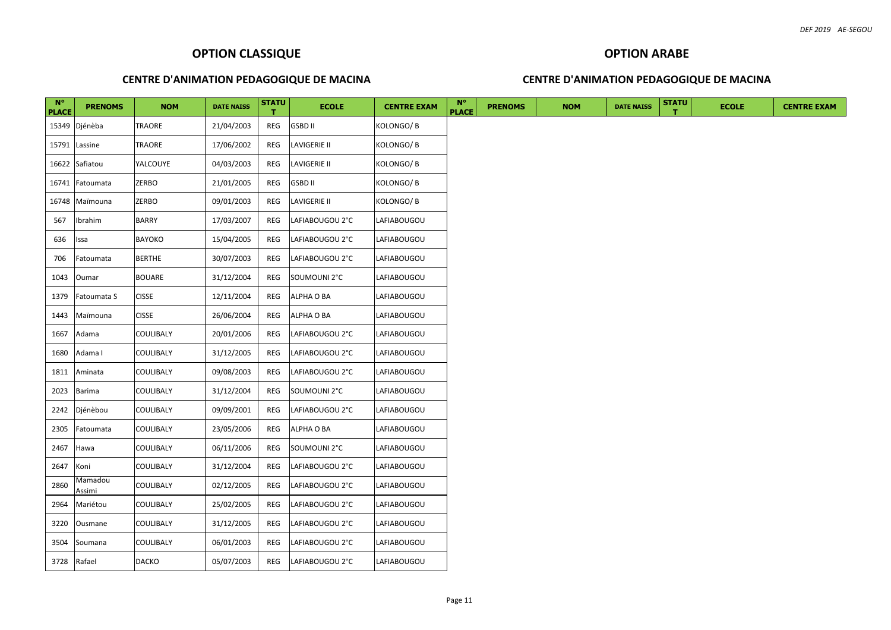## OPTION CLASSIQUE

### CENTRE D'ANIMATION PEDAGOGIQUE DE MACINA

| N° PLACE | PRENOMS | NOM | DATE NAISS | STATUT | ECOLE | CENTRE EXAM |
|---|---|---|---|---|---|---|
| 15349 | Djénèba | TRAORE | 21/04/2003 | REG | GSBD II | KOLONGO/ B |
| 15791 | Lassine | TRAORE | 17/06/2002 | REG | LAVIGERIE II | KOLONGO/ B |
| 16622 | Safiatou | YALCOUYE | 04/03/2003 | REG | LAVIGERIE II | KOLONGO/ B |
| 16741 | Fatoumata | ZERBO | 21/01/2005 | REG | GSBD II | KOLONGO/ B |
| 16748 | Maïmouna | ZERBO | 09/01/2003 | REG | LAVIGERIE II | KOLONGO/ B |
| 567 | Ibrahim | BARRY | 17/03/2007 | REG | LAFIABOUGOU 2°C | LAFIABOUGOU |
| 636 | Issa | BAYOKO | 15/04/2005 | REG | LAFIABOUGOU 2°C | LAFIABOUGOU |
| 706 | Fatoumata | BERTHE | 30/07/2003 | REG | LAFIABOUGOU 2°C | LAFIABOUGOU |
| 1043 | Oumar | BOUARE | 31/12/2004 | REG | SOUMOUNI 2°C | LAFIABOUGOU |
| 1379 | Fatoumata S | CISSE | 12/11/2004 | REG | ALPHA O BA | LAFIABOUGOU |
| 1443 | Maïmouna | CISSE | 26/06/2004 | REG | ALPHA O BA | LAFIABOUGOU |
| 1667 | Adama | COULIBALY | 20/01/2006 | REG | LAFIABOUGOU 2°C | LAFIABOUGOU |
| 1680 | Adama I | COULIBALY | 31/12/2005 | REG | LAFIABOUGOU 2°C | LAFIABOUGOU |
| 1811 | Aminata | COULIBALY | 09/08/2003 | REG | LAFIABOUGOU 2°C | LAFIABOUGOU |
| 2023 | Barima | COULIBALY | 31/12/2004 | REG | SOUMOUNI 2°C | LAFIABOUGOU |
| 2242 | Djénèbou | COULIBALY | 09/09/2001 | REG | LAFIABOUGOU 2°C | LAFIABOUGOU |
| 2305 | Fatoumata | COULIBALY | 23/05/2006 | REG | ALPHA O BA | LAFIABOUGOU |
| 2467 | Hawa | COULIBALY | 06/11/2006 | REG | SOUMOUNI 2°C | LAFIABOUGOU |
| 2647 | Koni | COULIBALY | 31/12/2004 | REG | LAFIABOUGOU 2°C | LAFIABOUGOU |
| 2860 | Mamadou Assimi | COULIBALY | 02/12/2005 | REG | LAFIABOUGOU 2°C | LAFIABOUGOU |
| 2964 | Mariétou | COULIBALY | 25/02/2005 | REG | LAFIABOUGOU 2°C | LAFIABOUGOU |
| 3220 | Ousmane | COULIBALY | 31/12/2005 | REG | LAFIABOUGOU 2°C | LAFIABOUGOU |
| 3504 | Soumana | COULIBALY | 06/01/2003 | REG | LAFIABOUGOU 2°C | LAFIABOUGOU |
| 3728 | Rafael | DACKO | 05/07/2003 | REG | LAFIABOUGOU 2°C | LAFIABOUGOU |

## OPTION ARABE

### CENTRE D'ANIMATION PEDAGOGIQUE DE MACINA

| N° PLACE | PRENOMS | NOM | DATE NAISS | STATUT | ECOLE | CENTRE EXAM |
|---|---|---|---|---|---|---|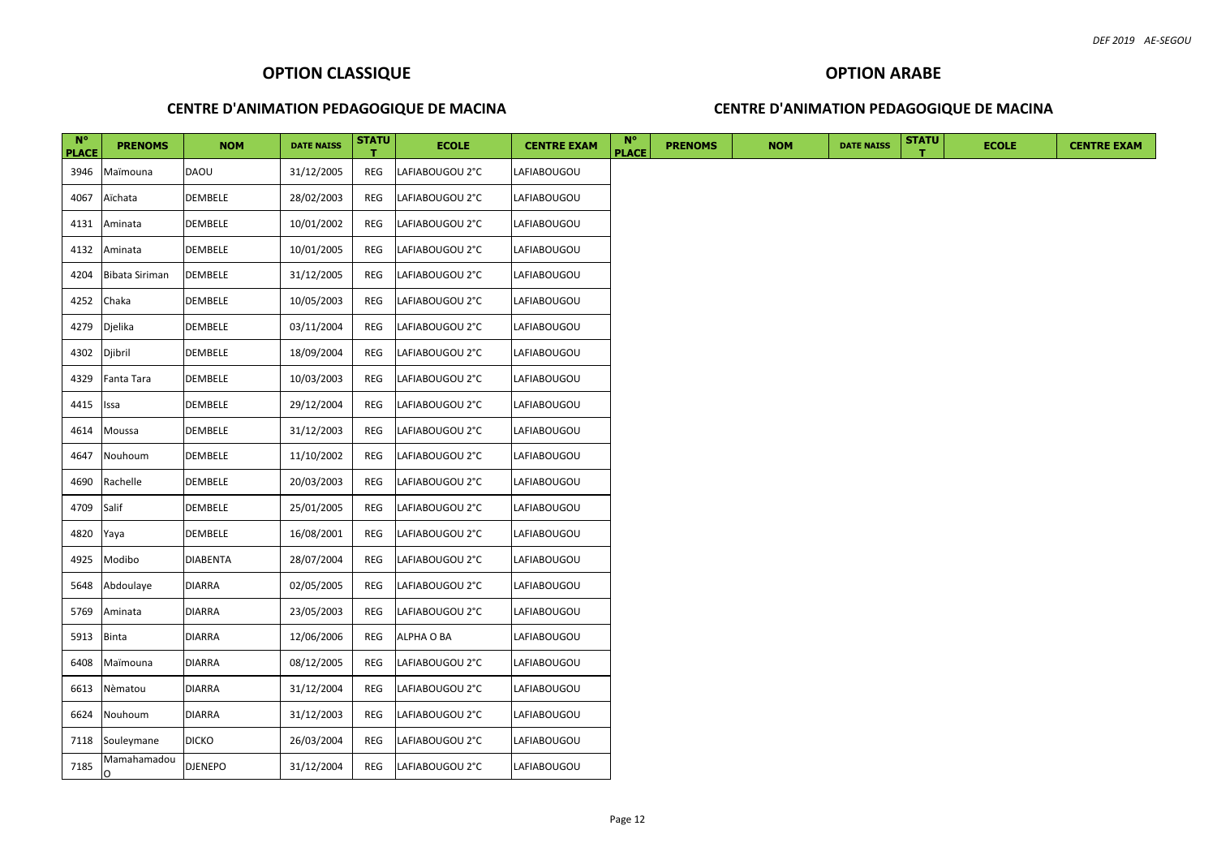## OPTION CLASSIQUE

### CENTRE D'ANIMATION PEDAGOGIQUE DE MACINA

## OPTION ARABE

### CENTRE D'ANIMATION PEDAGOGIQUE DE MACINA

| N° PLACE | PRENOMS | NOM | DATE NAISS | STATUT | ECOLE | CENTRE EXAM | N° PLACE | PRENOMS | NOM | DATE NAISS | STATUT | ECOLE | CENTRE EXAM |
|---|---|---|---|---|---|---|---|---|---|---|---|---|---|
| 3946 | Maïmouna | DAOU | 31/12/2005 | REG | LAFIABOUGOU 2°C | LAFIABOUGOU | | | | | | | |
| 4067 | Aïchata | DEMBELE | 28/02/2003 | REG | LAFIABOUGOU 2°C | LAFIABOUGOU | | | | | | | |
| 4131 | Aminata | DEMBELE | 10/01/2002 | REG | LAFIABOUGOU 2°C | LAFIABOUGOU | | | | | | | |
| 4132 | Aminata | DEMBELE | 10/01/2005 | REG | LAFIABOUGOU 2°C | LAFIABOUGOU | | | | | | | |
| 4204 | Bibata Siriman | DEMBELE | 31/12/2005 | REG | LAFIABOUGOU 2°C | LAFIABOUGOU | | | | | | | |
| 4252 | Chaka | DEMBELE | 10/05/2003 | REG | LAFIABOUGOU 2°C | LAFIABOUGOU | | | | | | | |
| 4279 | Djelika | DEMBELE | 03/11/2004 | REG | LAFIABOUGOU 2°C | LAFIABOUGOU | | | | | | | |
| 4302 | Djibril | DEMBELE | 18/09/2004 | REG | LAFIABOUGOU 2°C | LAFIABOUGOU | | | | | | | |
| 4329 | Fanta Tara | DEMBELE | 10/03/2003 | REG | LAFIABOUGOU 2°C | LAFIABOUGOU | | | | | | | |
| 4415 | Issa | DEMBELE | 29/12/2004 | REG | LAFIABOUGOU 2°C | LAFIABOUGOU | | | | | | | |
| 4614 | Moussa | DEMBELE | 31/12/2003 | REG | LAFIABOUGOU 2°C | LAFIABOUGOU | | | | | | | |
| 4647 | Nouhoum | DEMBELE | 11/10/2002 | REG | LAFIABOUGOU 2°C | LAFIABOUGOU | | | | | | | |
| 4690 | Rachelle | DEMBELE | 20/03/2003 | REG | LAFIABOUGOU 2°C | LAFIABOUGOU | | | | | | | |
| 4709 | Salif | DEMBELE | 25/01/2005 | REG | LAFIABOUGOU 2°C | LAFIABOUGOU | | | | | | | |
| 4820 | Yaya | DEMBELE | 16/08/2001 | REG | LAFIABOUGOU 2°C | LAFIABOUGOU | | | | | | | |
| 4925 | Modibo | DIABENTA | 28/07/2004 | REG | LAFIABOUGOU 2°C | LAFIABOUGOU | | | | | | | |
| 5648 | Abdoulaye | DIARRA | 02/05/2005 | REG | LAFIABOUGOU 2°C | LAFIABOUGOU | | | | | | | |
| 5769 | Aminata | DIARRA | 23/05/2003 | REG | LAFIABOUGOU 2°C | LAFIABOUGOU | | | | | | | |
| 5913 | Binta | DIARRA | 12/06/2006 | REG | ALPHA O BA | LAFIABOUGOU | | | | | | | |
| 6408 | Maïmouna | DIARRA | 08/12/2005 | REG | LAFIABOUGOU 2°C | LAFIABOUGOU | | | | | | | |
| 6613 | Nèmatou | DIARRA | 31/12/2004 | REG | LAFIABOUGOU 2°C | LAFIABOUGOU | | | | | | | |
| 6624 | Nouhoum | DIARRA | 31/12/2003 | REG | LAFIABOUGOU 2°C | LAFIABOUGOU | | | | | | | |
| 7118 | Souleymane | DICKO | 26/03/2004 | REG | LAFIABOUGOU 2°C | LAFIABOUGOU | | | | | | | |
| 7185 | Mamahamadou O | DJENEPO | 31/12/2004 | REG | LAFIABOUGOU 2°C | LAFIABOUGOU | | | | | | | |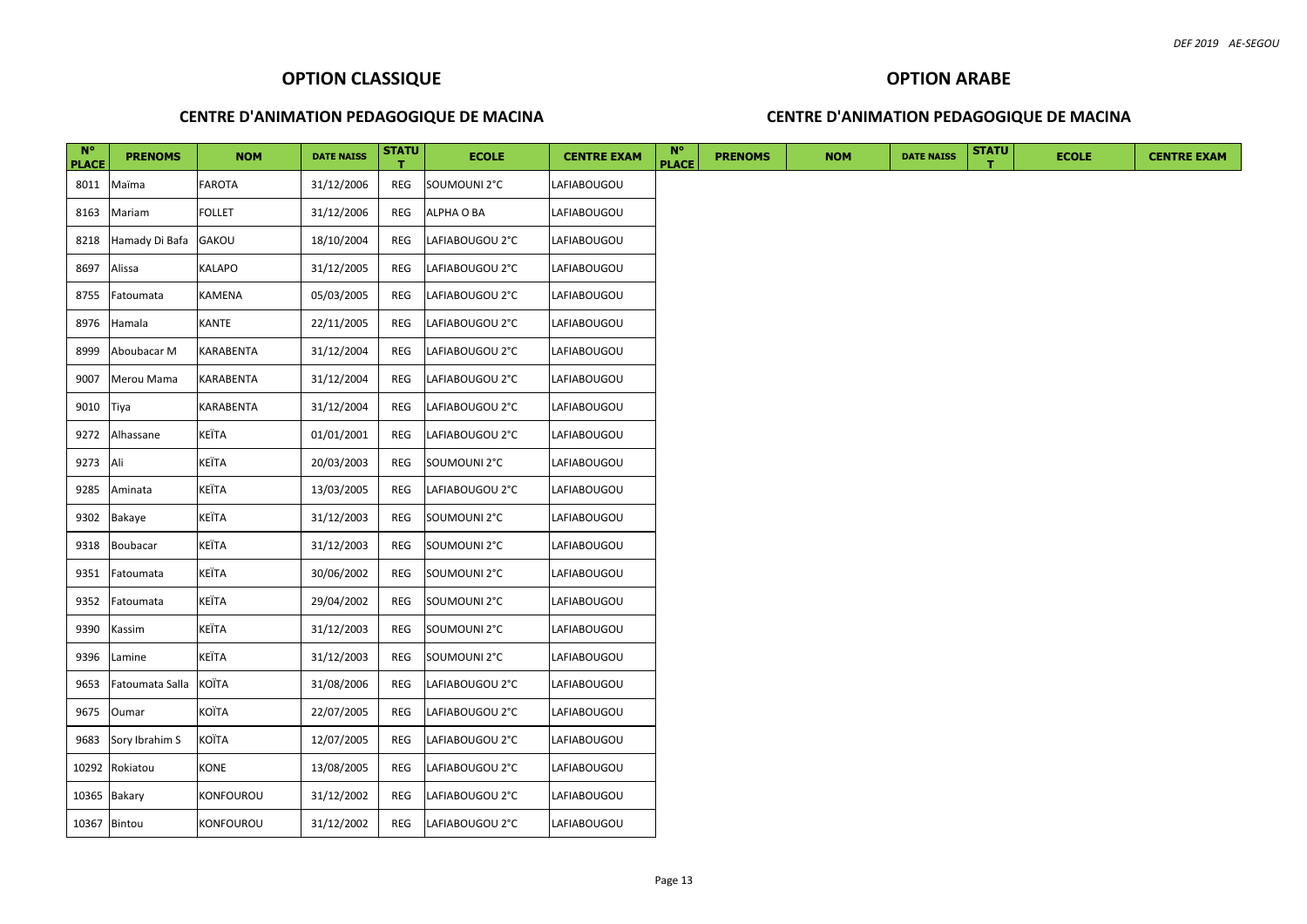## OPTION CLASSIQUE

### CENTRE D'ANIMATION PEDAGOGIQUE DE MACINA

## OPTION ARABE

### CENTRE D'ANIMATION PEDAGOGIQUE DE MACINA

| N° PLACE | PRENOMS | NOM | DATE NAISS | STATUT | ECOLE | CENTRE EXAM | N° PLACE | PRENOMS | NOM | DATE NAISS | STATUT | ECOLE | CENTRE EXAM |
|---|---|---|---|---|---|---|---|---|---|---|---|---|---|
| 8011 | Maïma | FAROTA | 31/12/2006 | REG | SOUMOUNI 2°C | LAFIABOUGOU | | | | | | | |
| 8163 | Mariam | FOLLET | 31/12/2006 | REG | ALPHA O BA | LAFIABOUGOU | | | | | | | |
| 8218 | Hamady Di Bafa | GAKOU | 18/10/2004 | REG | LAFIABOUGOU 2°C | LAFIABOUGOU | | | | | | | |
| 8697 | Alissa | KALAPO | 31/12/2005 | REG | LAFIABOUGOU 2°C | LAFIABOUGOU | | | | | | | |
| 8755 | Fatoumata | KAMENA | 05/03/2005 | REG | LAFIABOUGOU 2°C | LAFIABOUGOU | | | | | | | |
| 8976 | Hamala | KANTE | 22/11/2005 | REG | LAFIABOUGOU 2°C | LAFIABOUGOU | | | | | | | |
| 8999 | Aboubacar M | KARABENTA | 31/12/2004 | REG | LAFIABOUGOU 2°C | LAFIABOUGOU | | | | | | | |
| 9007 | Merou Mama | KARABENTA | 31/12/2004 | REG | LAFIABOUGOU 2°C | LAFIABOUGOU | | | | | | | |
| 9010 | Tiya | KARABENTA | 31/12/2004 | REG | LAFIABOUGOU 2°C | LAFIABOUGOU | | | | | | | |
| 9272 | Alhassane | KEÏTA | 01/01/2001 | REG | LAFIABOUGOU 2°C | LAFIABOUGOU | | | | | | | |
| 9273 | Ali | KEÏTA | 20/03/2003 | REG | SOUMOUNI 2°C | LAFIABOUGOU | | | | | | | |
| 9285 | Aminata | KEÏTA | 13/03/2005 | REG | LAFIABOUGOU 2°C | LAFIABOUGOU | | | | | | | |
| 9302 | Bakaye | KEÏTA | 31/12/2003 | REG | SOUMOUNI 2°C | LAFIABOUGOU | | | | | | | |
| 9318 | Boubacar | KEÏTA | 31/12/2003 | REG | SOUMOUNI 2°C | LAFIABOUGOU | | | | | | | |
| 9351 | Fatoumata | KEÏTA | 30/06/2002 | REG | SOUMOUNI 2°C | LAFIABOUGOU | | | | | | | |
| 9352 | Fatoumata | KEÏTA | 29/04/2002 | REG | SOUMOUNI 2°C | LAFIABOUGOU | | | | | | | |
| 9390 | Kassim | KEÏTA | 31/12/2003 | REG | SOUMOUNI 2°C | LAFIABOUGOU | | | | | | | |
| 9396 | Lamine | KEÏTA | 31/12/2003 | REG | SOUMOUNI 2°C | LAFIABOUGOU | | | | | | | |
| 9653 | Fatoumata Salla | KOÏTA | 31/08/2006 | REG | LAFIABOUGOU 2°C | LAFIABOUGOU | | | | | | | |
| 9675 | Oumar | KOÏTA | 22/07/2005 | REG | LAFIABOUGOU 2°C | LAFIABOUGOU | | | | | | | |
| 9683 | Sory Ibrahim S | KOÏTA | 12/07/2005 | REG | LAFIABOUGOU 2°C | LAFIABOUGOU | | | | | | | |
| 10292 | Rokiatou | KONE | 13/08/2005 | REG | LAFIABOUGOU 2°C | LAFIABOUGOU | | | | | | | |
| 10365 | Bakary | KONFOUROU | 31/12/2002 | REG | LAFIABOUGOU 2°C | LAFIABOUGOU | | | | | | | |
| 10367 | Bintou | KONFOUROU | 31/12/2002 | REG | LAFIABOUGOU 2°C | LAFIABOUGOU | | | | | | | |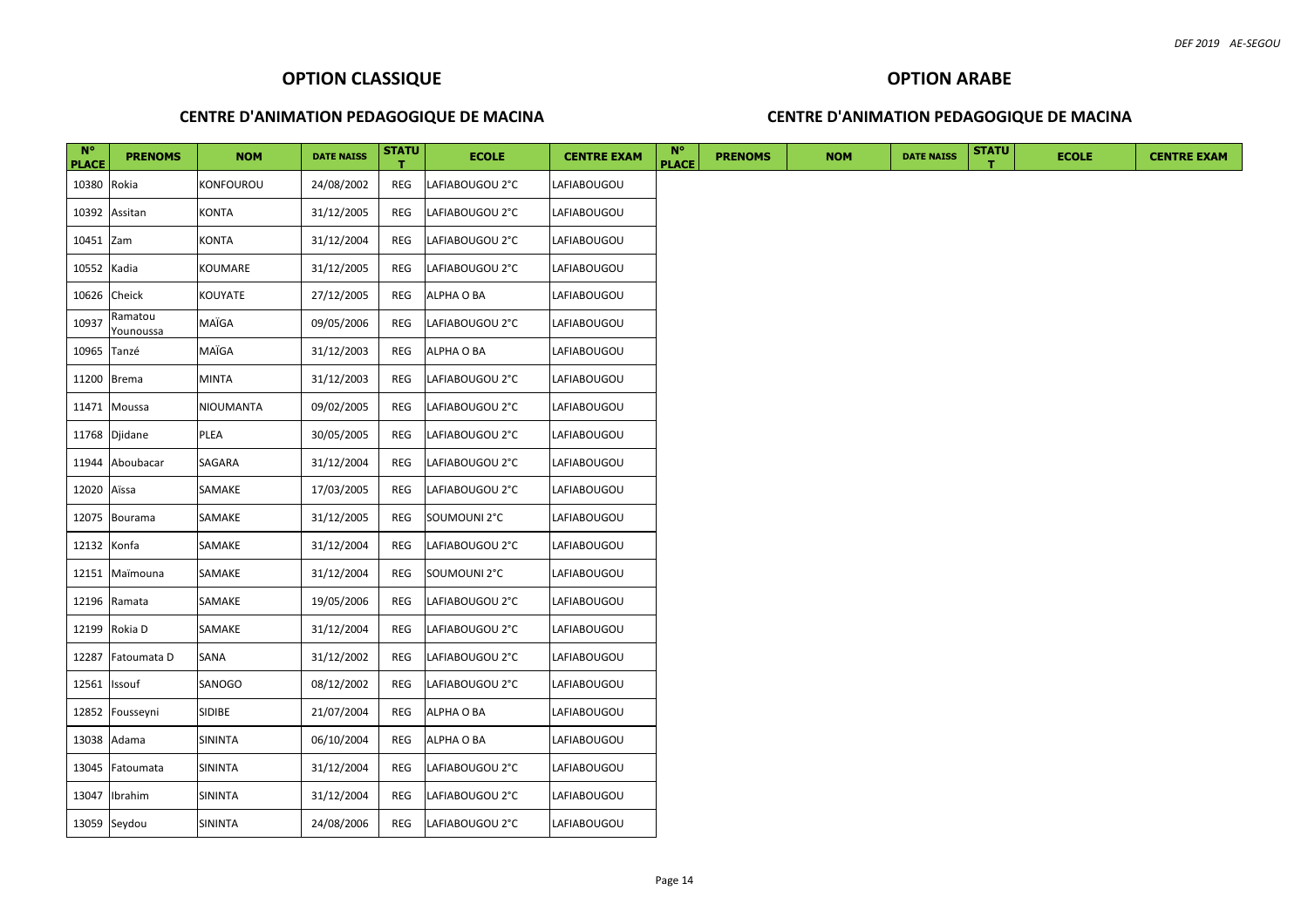## OPTION CLASSIQUE

### CENTRE D'ANIMATION PEDAGOGIQUE DE MACINA

| N° PLACE | PRENOMS | NOM | DATE NAISS | STATUT | ECOLE | CENTRE EXAM |
|---|---|---|---|---|---|---|
| 10380 | Rokia | KONFOUROU | 24/08/2002 | REG | LAFIABOUGOU 2°C | LAFIABOUGOU |
| 10392 | Assitan | KONTA | 31/12/2005 | REG | LAFIABOUGOU 2°C | LAFIABOUGOU |
| 10451 | Zam | KONTA | 31/12/2004 | REG | LAFIABOUGOU 2°C | LAFIABOUGOU |
| 10552 | Kadia | KOUMARE | 31/12/2005 | REG | LAFIABOUGOU 2°C | LAFIABOUGOU |
| 10626 | Cheick | KOUYATE | 27/12/2005 | REG | ALPHA O BA | LAFIABOUGOU |
| 10937 | Ramatou Younoussa | MAÏGA | 09/05/2006 | REG | LAFIABOUGOU 2°C | LAFIABOUGOU |
| 10965 | Tanzé | MAÏGA | 31/12/2003 | REG | ALPHA O BA | LAFIABOUGOU |
| 11200 | Brema | MINTA | 31/12/2003 | REG | LAFIABOUGOU 2°C | LAFIABOUGOU |
| 11471 | Moussa | NIOUMANTA | 09/02/2005 | REG | LAFIABOUGOU 2°C | LAFIABOUGOU |
| 11768 | Djidane | PLEA | 30/05/2005 | REG | LAFIABOUGOU 2°C | LAFIABOUGOU |
| 11944 | Aboubacar | SAGARA | 31/12/2004 | REG | LAFIABOUGOU 2°C | LAFIABOUGOU |
| 12020 | Aïssa | SAMAKE | 17/03/2005 | REG | LAFIABOUGOU 2°C | LAFIABOUGOU |
| 12075 | Bourama | SAMAKE | 31/12/2005 | REG | SOUMOUNI 2°C | LAFIABOUGOU |
| 12132 | Konfa | SAMAKE | 31/12/2004 | REG | LAFIABOUGOU 2°C | LAFIABOUGOU |
| 12151 | Maïmouna | SAMAKE | 31/12/2004 | REG | SOUMOUNI 2°C | LAFIABOUGOU |
| 12196 | Ramata | SAMAKE | 19/05/2006 | REG | LAFIABOUGOU 2°C | LAFIABOUGOU |
| 12199 | Rokia D | SAMAKE | 31/12/2004 | REG | LAFIABOUGOU 2°C | LAFIABOUGOU |
| 12287 | Fatoumata D | SANA | 31/12/2002 | REG | LAFIABOUGOU 2°C | LAFIABOUGOU |
| 12561 | Issouf | SANOGO | 08/12/2002 | REG | LAFIABOUGOU 2°C | LAFIABOUGOU |
| 12852 | Fousseyni | SIDIBE | 21/07/2004 | REG | ALPHA O BA | LAFIABOUGOU |
| 13038 | Adama | SININTA | 06/10/2004 | REG | ALPHA O BA | LAFIABOUGOU |
| 13045 | Fatoumata | SININTA | 31/12/2004 | REG | LAFIABOUGOU 2°C | LAFIABOUGOU |
| 13047 | Ibrahim | SININTA | 31/12/2004 | REG | LAFIABOUGOU 2°C | LAFIABOUGOU |
| 13059 | Seydou | SININTA | 24/08/2006 | REG | LAFIABOUGOU 2°C | LAFIABOUGOU |

## OPTION ARABE

### CENTRE D'ANIMATION PEDAGOGIQUE DE MACINA

| N° PLACE | PRENOMS | NOM | DATE NAISS | STATUT | ECOLE | CENTRE EXAM |
|---|---|---|---|---|---|---|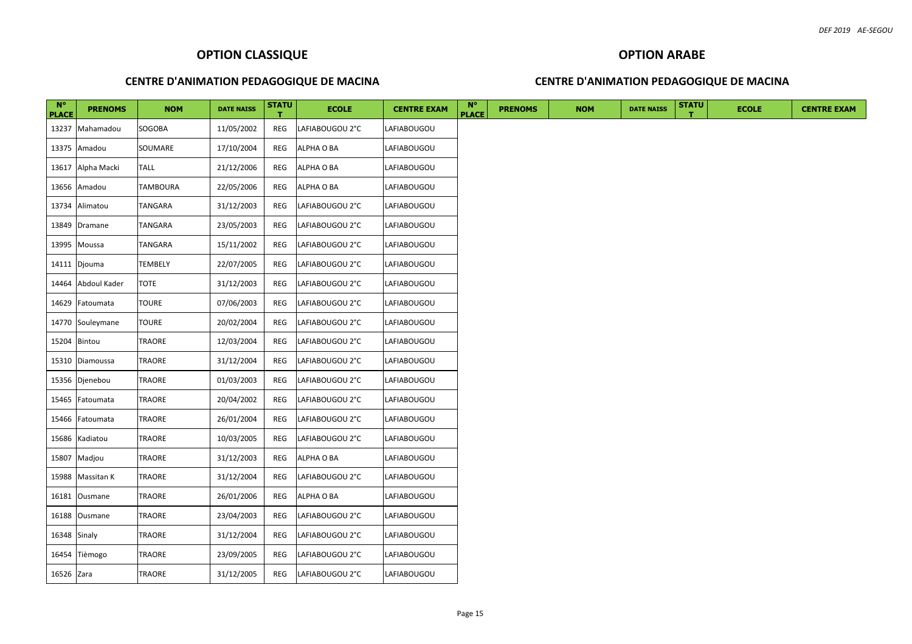## OPTION CLASSIQUE

### CENTRE D'ANIMATION PEDAGOGIQUE DE MACINA

| N° PLACE | PRENOMS | NOM | DATE NAISS | STATUT | ECOLE | CENTRE EXAM |
|---|---|---|---|---|---|---|
| 13237 | Mahamadou | SOGOBA | 11/05/2002 | REG | LAFIABOUGOU 2°C | LAFIABOUGOU |
| 13375 | Amadou | SOUMARE | 17/10/2004 | REG | ALPHA O BA | LAFIABOUGOU |
| 13617 | Alpha Macki | TALL | 21/12/2006 | REG | ALPHA O BA | LAFIABOUGOU |
| 13656 | Amadou | TAMBOURA | 22/05/2006 | REG | ALPHA O BA | LAFIABOUGOU |
| 13734 | Alimatou | TANGARA | 31/12/2003 | REG | LAFIABOUGOU 2°C | LAFIABOUGOU |
| 13849 | Dramane | TANGARA | 23/05/2003 | REG | LAFIABOUGOU 2°C | LAFIABOUGOU |
| 13995 | Moussa | TANGARA | 15/11/2002 | REG | LAFIABOUGOU 2°C | LAFIABOUGOU |
| 14111 | Djouma | TEMBELY | 22/07/2005 | REG | LAFIABOUGOU 2°C | LAFIABOUGOU |
| 14464 | Abdoul Kader | TOTE | 31/12/2003 | REG | LAFIABOUGOU 2°C | LAFIABOUGOU |
| 14629 | Fatoumata | TOURE | 07/06/2003 | REG | LAFIABOUGOU 2°C | LAFIABOUGOU |
| 14770 | Souleymane | TOURE | 20/02/2004 | REG | LAFIABOUGOU 2°C | LAFIABOUGOU |
| 15204 | Bintou | TRAORE | 12/03/2004 | REG | LAFIABOUGOU 2°C | LAFIABOUGOU |
| 15310 | Diamoussa | TRAORE | 31/12/2004 | REG | LAFIABOUGOU 2°C | LAFIABOUGOU |
| 15356 | Djenebou | TRAORE | 01/03/2003 | REG | LAFIABOUGOU 2°C | LAFIABOUGOU |
| 15465 | Fatoumata | TRAORE | 20/04/2002 | REG | LAFIABOUGOU 2°C | LAFIABOUGOU |
| 15466 | Fatoumata | TRAORE | 26/01/2004 | REG | LAFIABOUGOU 2°C | LAFIABOUGOU |
| 15686 | Kadiatou | TRAORE | 10/03/2005 | REG | LAFIABOUGOU 2°C | LAFIABOUGOU |
| 15807 | Madjou | TRAORE | 31/12/2003 | REG | ALPHA O BA | LAFIABOUGOU |
| 15988 | Massitan K | TRAORE | 31/12/2004 | REG | LAFIABOUGOU 2°C | LAFIABOUGOU |
| 16181 | Ousmane | TRAORE | 26/01/2006 | REG | ALPHA O BA | LAFIABOUGOU |
| 16188 | Ousmane | TRAORE | 23/04/2003 | REG | LAFIABOUGOU 2°C | LAFIABOUGOU |
| 16348 | Sinaly | TRAORE | 31/12/2004 | REG | LAFIABOUGOU 2°C | LAFIABOUGOU |
| 16454 | Tièmogo | TRAORE | 23/09/2005 | REG | LAFIABOUGOU 2°C | LAFIABOUGOU |
| 16526 | Zara | TRAORE | 31/12/2005 | REG | LAFIABOUGOU 2°C | LAFIABOUGOU |

## OPTION ARABE

### CENTRE D'ANIMATION PEDAGOGIQUE DE MACINA

| N° PLACE | PRENOMS | NOM | DATE NAISS | STATUT | ECOLE | CENTRE EXAM |
|---|---|---|---|---|---|---|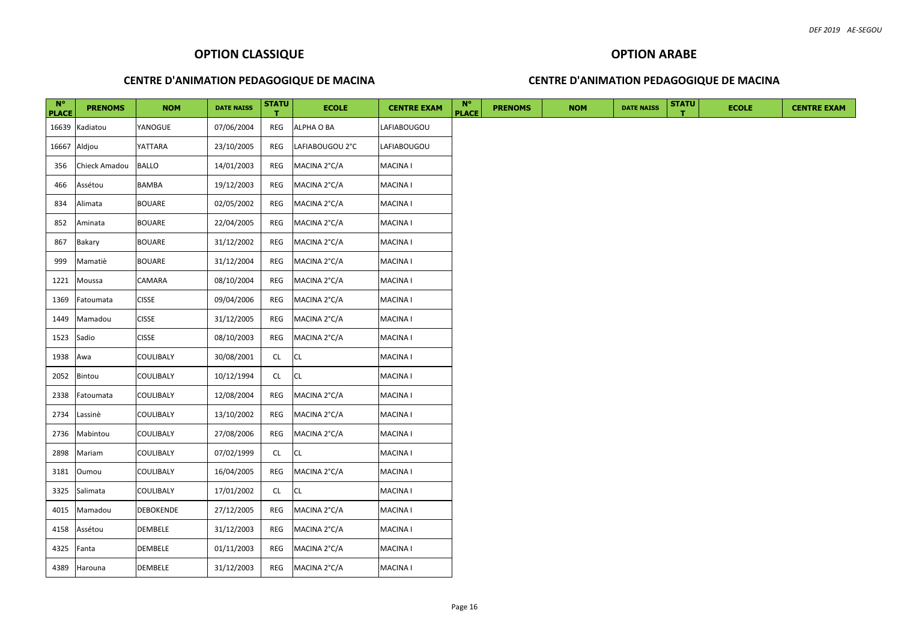## OPTION CLASSIQUE

### CENTRE D'ANIMATION PEDAGOGIQUE DE MACINA

| N° PLACE | PRENOMS | NOM | DATE NAISS | STATUT | ECOLE | CENTRE EXAM |
|---|---|---|---|---|---|---|
| 16639 | Kadiatou | YANOGUE | 07/06/2004 | REG | ALPHA O BA | LAFIABOUGOU |
| 16667 | Aldjou | YATTARA | 23/10/2005 | REG | LAFIABOUGOU 2°C | LAFIABOUGOU |
| 356 | Chieck Amadou | BALLO | 14/01/2003 | REG | MACINA 2°C/A | MACINA I |
| 466 | Assétou | BAMBA | 19/12/2003 | REG | MACINA 2°C/A | MACINA I |
| 834 | Alimata | BOUARE | 02/05/2002 | REG | MACINA 2°C/A | MACINA I |
| 852 | Aminata | BOUARE | 22/04/2005 | REG | MACINA 2°C/A | MACINA I |
| 867 | Bakary | BOUARE | 31/12/2002 | REG | MACINA 2°C/A | MACINA I |
| 999 | Mamatiè | BOUARE | 31/12/2004 | REG | MACINA 2°C/A | MACINA I |
| 1221 | Moussa | CAMARA | 08/10/2004 | REG | MACINA 2°C/A | MACINA I |
| 1369 | Fatoumata | CISSE | 09/04/2006 | REG | MACINA 2°C/A | MACINA I |
| 1449 | Mamadou | CISSE | 31/12/2005 | REG | MACINA 2°C/A | MACINA I |
| 1523 | Sadio | CISSE | 08/10/2003 | REG | MACINA 2°C/A | MACINA I |
| 1938 | Awa | COULIBALY | 30/08/2001 | CL | CL | MACINA I |
| 2052 | Bintou | COULIBALY | 10/12/1994 | CL | CL | MACINA I |
| 2338 | Fatoumata | COULIBALY | 12/08/2004 | REG | MACINA 2°C/A | MACINA I |
| 2734 | Lassinè | COULIBALY | 13/10/2002 | REG | MACINA 2°C/A | MACINA I |
| 2736 | Mabintou | COULIBALY | 27/08/2006 | REG | MACINA 2°C/A | MACINA I |
| 2898 | Mariam | COULIBALY | 07/02/1999 | CL | CL | MACINA I |
| 3181 | Oumou | COULIBALY | 16/04/2005 | REG | MACINA 2°C/A | MACINA I |
| 3325 | Salimata | COULIBALY | 17/01/2002 | CL | CL | MACINA I |
| 4015 | Mamadou | DEBOKENDE | 27/12/2005 | REG | MACINA 2°C/A | MACINA I |
| 4158 | Assétou | DEMBELE | 31/12/2003 | REG | MACINA 2°C/A | MACINA I |
| 4325 | Fanta | DEMBELE | 01/11/2003 | REG | MACINA 2°C/A | MACINA I |
| 4389 | Harouna | DEMBELE | 31/12/2003 | REG | MACINA 2°C/A | MACINA I |

## OPTION ARABE

### CENTRE D'ANIMATION PEDAGOGIQUE DE MACINA

| N° PLACE | PRENOMS | NOM | DATE NAISS | STATUT | ECOLE | CENTRE EXAM |
|---|---|---|---|---|---|---|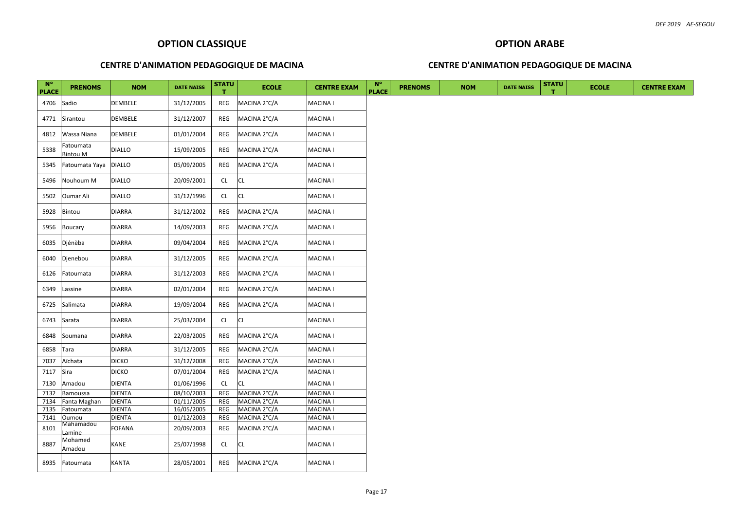## OPTION CLASSIQUE

### CENTRE D'ANIMATION PEDAGOGIQUE DE MACINA

| N° PLACE | PRENOMS | NOM | DATE NAISS | STATUT | ECOLE | CENTRE EXAM |
|---|---|---|---|---|---|---|
| 4706 | Sadio | DEMBELE | 31/12/2005 | REG | MACINA 2°C/A | MACINA I |
| 4771 | Sirantou | DEMBELE | 31/12/2007 | REG | MACINA 2°C/A | MACINA I |
| 4812 | Wassa Niana | DEMBELE | 01/01/2004 | REG | MACINA 2°C/A | MACINA I |
| 5338 | Fatoumata Bintou M | DIALLO | 15/09/2005 | REG | MACINA 2°C/A | MACINA I |
| 5345 | Fatoumata Yaya | DIALLO | 05/09/2005 | REG | MACINA 2°C/A | MACINA I |
| 5496 | Nouhoum M | DIALLO | 20/09/2001 | CL | CL | MACINA I |
| 5502 | Oumar Ali | DIALLO | 31/12/1996 | CL | CL | MACINA I |
| 5928 | Bintou | DIARRA | 31/12/2002 | REG | MACINA 2°C/A | MACINA I |
| 5956 | Boucary | DIARRA | 14/09/2003 | REG | MACINA 2°C/A | MACINA I |
| 6035 | Djénèba | DIARRA | 09/04/2004 | REG | MACINA 2°C/A | MACINA I |
| 6040 | Djenebou | DIARRA | 31/12/2005 | REG | MACINA 2°C/A | MACINA I |
| 6126 | Fatoumata | DIARRA | 31/12/2003 | REG | MACINA 2°C/A | MACINA I |
| 6349 | Lassine | DIARRA | 02/01/2004 | REG | MACINA 2°C/A | MACINA I |
| 6725 | Salimata | DIARRA | 19/09/2004 | REG | MACINA 2°C/A | MACINA I |
| 6743 | Sarata | DIARRA | 25/03/2004 | CL | CL | MACINA I |
| 6848 | Soumana | DIARRA | 22/03/2005 | REG | MACINA 2°C/A | MACINA I |
| 6858 | Tara | DIARRA | 31/12/2005 | REG | MACINA 2°C/A | MACINA I |
| 7037 | Aïchata | DICKO | 31/12/2008 | REG | MACINA 2°C/A | MACINA I |
| 7117 | Sira | DICKO | 07/01/2004 | REG | MACINA 2°C/A | MACINA I |
| 7130 | Amadou | DIENTA | 01/06/1996 | CL | CL | MACINA I |
| 7132 | Bamoussa | DIENTA | 08/10/2003 | REG | MACINA 2°C/A | MACINA I |
| 7134 | Fanta Maghan | DIENTA | 01/11/2005 | REG | MACINA 2°C/A | MACINA I |
| 7135 | Fatoumata | DIENTA | 16/05/2005 | REG | MACINA 2°C/A | MACINA I |
| 7141 | Oumou | DIENTA | 01/12/2003 | REG | MACINA 2°C/A | MACINA I |
| 8101 | Mahamadou Lamine | FOFANA | 20/09/2003 | REG | MACINA 2°C/A | MACINA I |
| 8887 | Mohamed Amadou | KANE | 25/07/1998 | CL | CL | MACINA I |
| 8935 | Fatoumata | KANTA | 28/05/2001 | REG | MACINA 2°C/A | MACINA I |

## OPTION ARABE

### CENTRE D'ANIMATION PEDAGOGIQUE DE MACINA

| N° PLACE | PRENOMS | NOM | DATE NAISS | STATUT | ECOLE | CENTRE EXAM |
|---|---|---|---|---|---|---|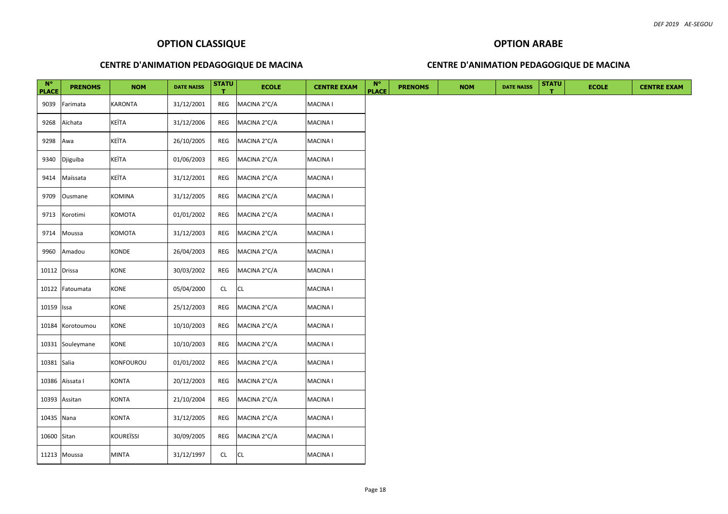## OPTION CLASSIQUE

### CENTRE D'ANIMATION PEDAGOGIQUE DE MACINA

| N° PLACE | PRENOMS | NOM | DATE NAISS | STATUT | ECOLE | CENTRE EXAM |
|---|---|---|---|---|---|---|
| 9039 | Farimata | KARONTA | 31/12/2001 | REG | MACINA 2°C/A | MACINA I |
| 9268 | Aïchata | KEÏTA | 31/12/2006 | REG | MACINA 2°C/A | MACINA I |
| 9298 | Awa | KEÏTA | 26/10/2005 | REG | MACINA 2°C/A | MACINA I |
| 9340 | Djiguiba | KEÏTA | 01/06/2003 | REG | MACINA 2°C/A | MACINA I |
| 9414 | Maïssata | KEÏTA | 31/12/2001 | REG | MACINA 2°C/A | MACINA I |
| 9709 | Ousmane | KOMINA | 31/12/2005 | REG | MACINA 2°C/A | MACINA I |
| 9713 | Korotimi | KOMOTA | 01/01/2002 | REG | MACINA 2°C/A | MACINA I |
| 9714 | Moussa | KOMOTA | 31/12/2003 | REG | MACINA 2°C/A | MACINA I |
| 9960 | Amadou | KONDE | 26/04/2003 | REG | MACINA 2°C/A | MACINA I |
| 10112 | Drissa | KONE | 30/03/2002 | REG | MACINA 2°C/A | MACINA I |
| 10122 | Fatoumata | KONE | 05/04/2000 | CL | CL | MACINA I |
| 10159 | Issa | KONE | 25/12/2003 | REG | MACINA 2°C/A | MACINA I |
| 10184 | Korotoumou | KONE | 10/10/2003 | REG | MACINA 2°C/A | MACINA I |
| 10331 | Souleymane | KONE | 10/10/2003 | REG | MACINA 2°C/A | MACINA I |
| 10381 | Salia | KONFOUROU | 01/01/2002 | REG | MACINA 2°C/A | MACINA I |
| 10386 | Aïssata I | KONTA | 20/12/2003 | REG | MACINA 2°C/A | MACINA I |
| 10393 | Assitan | KONTA | 21/10/2004 | REG | MACINA 2°C/A | MACINA I |
| 10435 | Nana | KONTA | 31/12/2005 | REG | MACINA 2°C/A | MACINA I |
| 10600 | Sitan | KOUREÏSSI | 30/09/2005 | REG | MACINA 2°C/A | MACINA I |
| 11213 | Moussa | MINTA | 31/12/1997 | CL | CL | MACINA I |

## OPTION ARABE

### CENTRE D'ANIMATION PEDAGOGIQUE DE MACINA

| N° PLACE | PRENOMS | NOM | DATE NAISS | STATUT | ECOLE | CENTRE EXAM |
|---|---|---|---|---|---|---|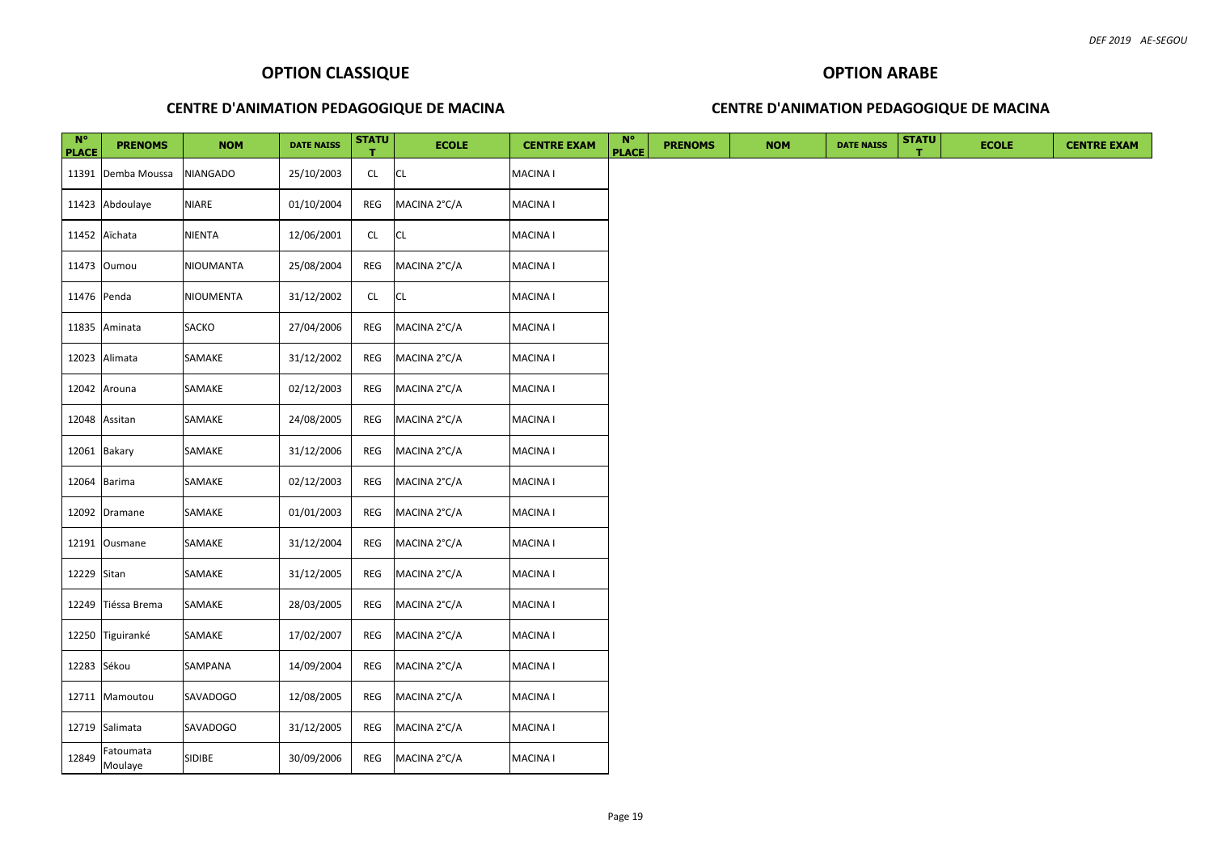## OPTION CLASSIQUE

### CENTRE D'ANIMATION PEDAGOGIQUE DE MACINA

| N° PLACE | PRENOMS | NOM | DATE NAISS | STATUT | ECOLE | CENTRE EXAM |
|---|---|---|---|---|---|---|
| 11391 | Demba Moussa | NIANGADO | 25/10/2003 | CL | CL | MACINA I |
| 11423 | Abdoulaye | NIARE | 01/10/2004 | REG | MACINA 2°C/A | MACINA I |
| 11452 | Aïchata | NIENTA | 12/06/2001 | CL | CL | MACINA I |
| 11473 | Oumou | NIOUMANTA | 25/08/2004 | REG | MACINA 2°C/A | MACINA I |
| 11476 | Penda | NIOUMENTA | 31/12/2002 | CL | CL | MACINA I |
| 11835 | Aminata | SACKO | 27/04/2006 | REG | MACINA 2°C/A | MACINA I |
| 12023 | Alimata | SAMAKE | 31/12/2002 | REG | MACINA 2°C/A | MACINA I |
| 12042 | Arouna | SAMAKE | 02/12/2003 | REG | MACINA 2°C/A | MACINA I |
| 12048 | Assitan | SAMAKE | 24/08/2005 | REG | MACINA 2°C/A | MACINA I |
| 12061 | Bakary | SAMAKE | 31/12/2006 | REG | MACINA 2°C/A | MACINA I |
| 12064 | Barima | SAMAKE | 02/12/2003 | REG | MACINA 2°C/A | MACINA I |
| 12092 | Dramane | SAMAKE | 01/01/2003 | REG | MACINA 2°C/A | MACINA I |
| 12191 | Ousmane | SAMAKE | 31/12/2004 | REG | MACINA 2°C/A | MACINA I |
| 12229 | Sitan | SAMAKE | 31/12/2005 | REG | MACINA 2°C/A | MACINA I |
| 12249 | Tiéssa Brema | SAMAKE | 28/03/2005 | REG | MACINA 2°C/A | MACINA I |
| 12250 | Tiguiranké | SAMAKE | 17/02/2007 | REG | MACINA 2°C/A | MACINA I |
| 12283 | Sékou | SAMPANA | 14/09/2004 | REG | MACINA 2°C/A | MACINA I |
| 12711 | Mamoutou | SAVADOGO | 12/08/2005 | REG | MACINA 2°C/A | MACINA I |
| 12719 | Salimata | SAVADOGO | 31/12/2005 | REG | MACINA 2°C/A | MACINA I |
| 12849 | Fatoumata Moulaye | SIDIBE | 30/09/2006 | REG | MACINA 2°C/A | MACINA I |

## OPTION ARABE

### CENTRE D'ANIMATION PEDAGOGIQUE DE MACINA

| N° PLACE | PRENOMS | NOM | DATE NAISS | STATUT | ECOLE | CENTRE EXAM |
|---|---|---|---|---|---|---|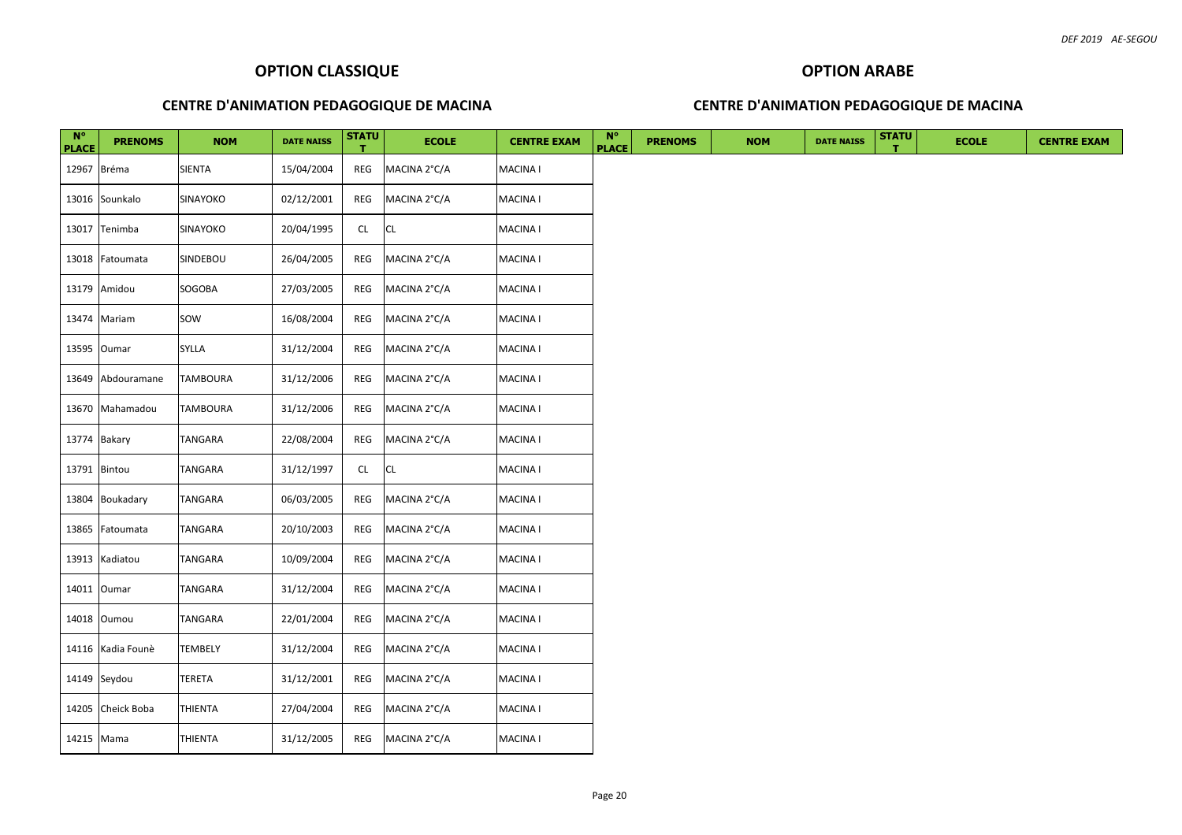## OPTION CLASSIQUE

### CENTRE D'ANIMATION PEDAGOGIQUE DE MACINA

| N° PLACE | PRENOMS | NOM | DATE NAISS | STATUT | ECOLE | CENTRE EXAM |
|---|---|---|---|---|---|---|
| 12967 | Bréma | SIENTA | 15/04/2004 | REG | MACINA 2°C/A | MACINA I |
| 13016 | Sounkalo | SINAYOKO | 02/12/2001 | REG | MACINA 2°C/A | MACINA I |
| 13017 | Tenimba | SINAYOKO | 20/04/1995 | CL | CL | MACINA I |
| 13018 | Fatoumata | SINDEBOU | 26/04/2005 | REG | MACINA 2°C/A | MACINA I |
| 13179 | Amidou | SOGOBA | 27/03/2005 | REG | MACINA 2°C/A | MACINA I |
| 13474 | Mariam | SOW | 16/08/2004 | REG | MACINA 2°C/A | MACINA I |
| 13595 | Oumar | SYLLA | 31/12/2004 | REG | MACINA 2°C/A | MACINA I |
| 13649 | Abdouramane | TAMBOURA | 31/12/2006 | REG | MACINA 2°C/A | MACINA I |
| 13670 | Mahamadou | TAMBOURA | 31/12/2006 | REG | MACINA 2°C/A | MACINA I |
| 13774 | Bakary | TANGARA | 22/08/2004 | REG | MACINA 2°C/A | MACINA I |
| 13791 | Bintou | TANGARA | 31/12/1997 | CL | CL | MACINA I |
| 13804 | Boukadary | TANGARA | 06/03/2005 | REG | MACINA 2°C/A | MACINA I |
| 13865 | Fatoumata | TANGARA | 20/10/2003 | REG | MACINA 2°C/A | MACINA I |
| 13913 | Kadiatou | TANGARA | 10/09/2004 | REG | MACINA 2°C/A | MACINA I |
| 14011 | Oumar | TANGARA | 31/12/2004 | REG | MACINA 2°C/A | MACINA I |
| 14018 | Oumou | TANGARA | 22/01/2004 | REG | MACINA 2°C/A | MACINA I |
| 14116 | Kadia Founè | TEMBELY | 31/12/2004 | REG | MACINA 2°C/A | MACINA I |
| 14149 | Seydou | TERETA | 31/12/2001 | REG | MACINA 2°C/A | MACINA I |
| 14205 | Cheick Boba | THIENTA | 27/04/2004 | REG | MACINA 2°C/A | MACINA I |
| 14215 | Mama | THIENTA | 31/12/2005 | REG | MACINA 2°C/A | MACINA I |

## OPTION ARABE

### CENTRE D'ANIMATION PEDAGOGIQUE DE MACINA

| N° PLACE | PRENOMS | NOM | DATE NAISS | STATUT | ECOLE | CENTRE EXAM |
|---|---|---|---|---|---|---|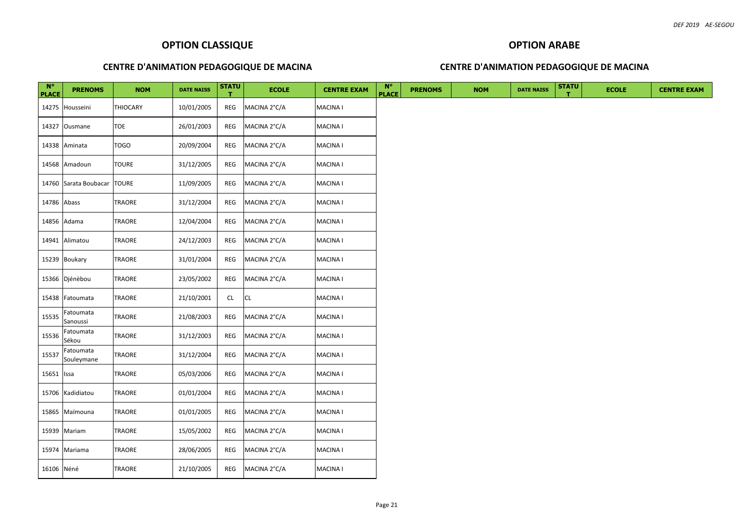## OPTION CLASSIQUE

### CENTRE D'ANIMATION PEDAGOGIQUE DE MACINA

## OPTION ARABE

### CENTRE D'ANIMATION PEDAGOGIQUE DE MACINA

| N° PLACE | PRENOMS | NOM | DATE NAISS | STATUT | ECOLE | CENTRE EXAM | N° PLACE | PRENOMS | NOM | DATE NAISS | STATUT | ECOLE | CENTRE EXAM |
|---|---|---|---|---|---|---|---|---|---|---|---|---|---|
| 14275 | Housseini | THIOCARY | 10/01/2005 | REG | MACINA 2°C/A | MACINA I | | | | | | | |
| 14327 | Ousmane | TOE | 26/01/2003 | REG | MACINA 2°C/A | MACINA I | | | | | | | |
| 14338 | Aminata | TOGO | 20/09/2004 | REG | MACINA 2°C/A | MACINA I | | | | | | | |
| 14568 | Amadoun | TOURE | 31/12/2005 | REG | MACINA 2°C/A | MACINA I | | | | | | | |
| 14760 | Sarata Boubacar | TOURE | 11/09/2005 | REG | MACINA 2°C/A | MACINA I | | | | | | | |
| 14786 | Abass | TRAORE | 31/12/2004 | REG | MACINA 2°C/A | MACINA I | | | | | | | |
| 14856 | Adama | TRAORE | 12/04/2004 | REG | MACINA 2°C/A | MACINA I | | | | | | | |
| 14941 | Alimatou | TRAORE | 24/12/2003 | REG | MACINA 2°C/A | MACINA I | | | | | | | |
| 15239 | Boukary | TRAORE | 31/01/2004 | REG | MACINA 2°C/A | MACINA I | | | | | | | |
| 15366 | Djénèbou | TRAORE | 23/05/2002 | REG | MACINA 2°C/A | MACINA I | | | | | | | |
| 15438 | Fatoumata | TRAORE | 21/10/2001 | CL | CL | MACINA I | | | | | | | |
| 15535 | Fatoumata Sanoussi | TRAORE | 21/08/2003 | REG | MACINA 2°C/A | MACINA I | | | | | | | |
| 15536 | Fatoumata Sékou | TRAORE | 31/12/2003 | REG | MACINA 2°C/A | MACINA I | | | | | | | |
| 15537 | Fatoumata Souleymane | TRAORE | 31/12/2004 | REG | MACINA 2°C/A | MACINA I | | | | | | | |
| 15651 | Issa | TRAORE | 05/03/2006 | REG | MACINA 2°C/A | MACINA I | | | | | | | |
| 15706 | Kadidiatou | TRAORE | 01/01/2004 | REG | MACINA 2°C/A | MACINA I | | | | | | | |
| 15865 | Maïmouna | TRAORE | 01/01/2005 | REG | MACINA 2°C/A | MACINA I | | | | | | | |
| 15939 | Mariam | TRAORE | 15/05/2002 | REG | MACINA 2°C/A | MACINA I | | | | | | | |
| 15974 | Mariama | TRAORE | 28/06/2005 | REG | MACINA 2°C/A | MACINA I | | | | | | | |
| 16106 | Néné | TRAORE | 21/10/2005 | REG | MACINA 2°C/A | MACINA I | | | | | | | |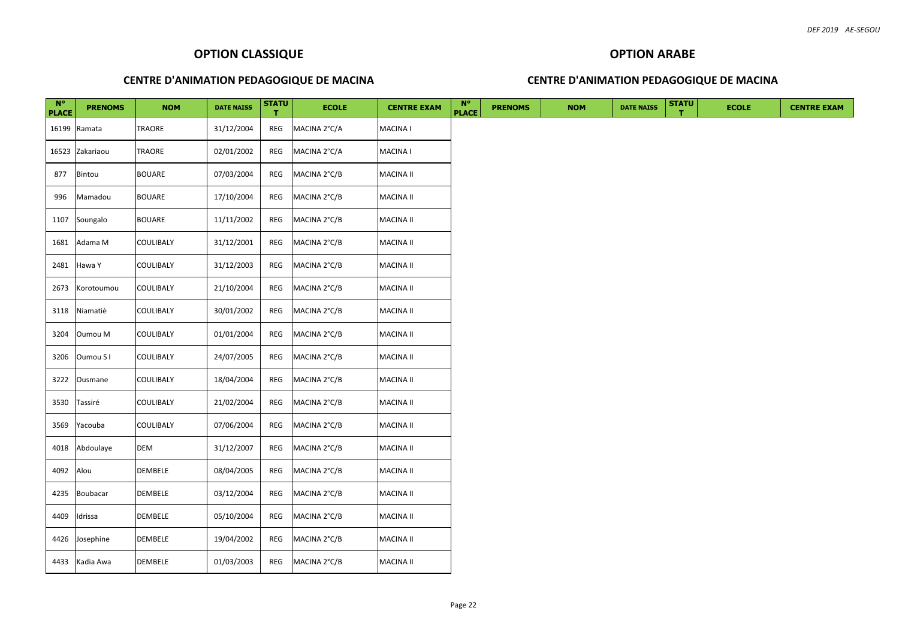## OPTION CLASSIQUE

### CENTRE D'ANIMATION PEDAGOGIQUE DE MACINA

| N° PLACE | PRENOMS | NOM | DATE NAISS | STATUT | ECOLE | CENTRE EXAM |
|---|---|---|---|---|---|---|
| 16199 | Ramata | TRAORE | 31/12/2004 | REG | MACINA 2°C/A | MACINA I |
| 16523 | Zakariaou | TRAORE | 02/01/2002 | REG | MACINA 2°C/A | MACINA I |
| 877 | Bintou | BOUARE | 07/03/2004 | REG | MACINA 2°C/B | MACINA II |
| 996 | Mamadou | BOUARE | 17/10/2004 | REG | MACINA 2°C/B | MACINA II |
| 1107 | Soungalo | BOUARE | 11/11/2002 | REG | MACINA 2°C/B | MACINA II |
| 1681 | Adama M | COULIBALY | 31/12/2001 | REG | MACINA 2°C/B | MACINA II |
| 2481 | Hawa Y | COULIBALY | 31/12/2003 | REG | MACINA 2°C/B | MACINA II |
| 2673 | Korotoumou | COULIBALY | 21/10/2004 | REG | MACINA 2°C/B | MACINA II |
| 3118 | Niamatiè | COULIBALY | 30/01/2002 | REG | MACINA 2°C/B | MACINA II |
| 3204 | Oumou M | COULIBALY | 01/01/2004 | REG | MACINA 2°C/B | MACINA II |
| 3206 | Oumou S I | COULIBALY | 24/07/2005 | REG | MACINA 2°C/B | MACINA II |
| 3222 | Ousmane | COULIBALY | 18/04/2004 | REG | MACINA 2°C/B | MACINA II |
| 3530 | Tassiré | COULIBALY | 21/02/2004 | REG | MACINA 2°C/B | MACINA II |
| 3569 | Yacouba | COULIBALY | 07/06/2004 | REG | MACINA 2°C/B | MACINA II |
| 4018 | Abdoulaye | DEM | 31/12/2007 | REG | MACINA 2°C/B | MACINA II |
| 4092 | Alou | DEMBELE | 08/04/2005 | REG | MACINA 2°C/B | MACINA II |
| 4235 | Boubacar | DEMBELE | 03/12/2004 | REG | MACINA 2°C/B | MACINA II |
| 4409 | Idrissa | DEMBELE | 05/10/2004 | REG | MACINA 2°C/B | MACINA II |
| 4426 | Josephine | DEMBELE | 19/04/2002 | REG | MACINA 2°C/B | MACINA II |
| 4433 | Kadia Awa | DEMBELE | 01/03/2003 | REG | MACINA 2°C/B | MACINA II |

## OPTION ARABE

### CENTRE D'ANIMATION PEDAGOGIQUE DE MACINA

| N° PLACE | PRENOMS | NOM | DATE NAISS | STATUT | ECOLE | CENTRE EXAM |
|---|---|---|---|---|---|---|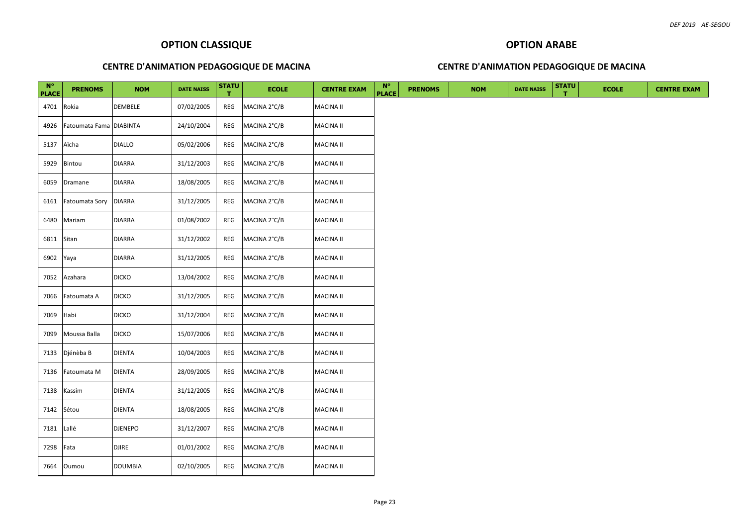## OPTION CLASSIQUE

### CENTRE D'ANIMATION PEDAGOGIQUE DE MACINA

| N° PLACE | PRENOMS | NOM | DATE NAISS | STATUT | ECOLE | CENTRE EXAM |
|---|---|---|---|---|---|---|
| 4701 | Rokia | DEMBELE | 07/02/2005 | REG | MACINA 2°C/B | MACINA II |
| 4926 | Fatoumata Fama | DIABINTA | 24/10/2004 | REG | MACINA 2°C/B | MACINA II |
| 5137 | Aïcha | DIALLO | 05/02/2006 | REG | MACINA 2°C/B | MACINA II |
| 5929 | Bintou | DIARRA | 31/12/2003 | REG | MACINA 2°C/B | MACINA II |
| 6059 | Dramane | DIARRA | 18/08/2005 | REG | MACINA 2°C/B | MACINA II |
| 6161 | Fatoumata Sory | DIARRA | 31/12/2005 | REG | MACINA 2°C/B | MACINA II |
| 6480 | Mariam | DIARRA | 01/08/2002 | REG | MACINA 2°C/B | MACINA II |
| 6811 | Sitan | DIARRA | 31/12/2002 | REG | MACINA 2°C/B | MACINA II |
| 6902 | Yaya | DIARRA | 31/12/2005 | REG | MACINA 2°C/B | MACINA II |
| 7052 | Azahara | DICKO | 13/04/2002 | REG | MACINA 2°C/B | MACINA II |
| 7066 | Fatoumata A | DICKO | 31/12/2005 | REG | MACINA 2°C/B | MACINA II |
| 7069 | Habi | DICKO | 31/12/2004 | REG | MACINA 2°C/B | MACINA II |
| 7099 | Moussa Balla | DICKO | 15/07/2006 | REG | MACINA 2°C/B | MACINA II |
| 7133 | Djénèba B | DIENTA | 10/04/2003 | REG | MACINA 2°C/B | MACINA II |
| 7136 | Fatoumata M | DIENTA | 28/09/2005 | REG | MACINA 2°C/B | MACINA II |
| 7138 | Kassim | DIENTA | 31/12/2005 | REG | MACINA 2°C/B | MACINA II |
| 7142 | Sétou | DIENTA | 18/08/2005 | REG | MACINA 2°C/B | MACINA II |
| 7181 | Lallé | DJENEPO | 31/12/2007 | REG | MACINA 2°C/B | MACINA II |
| 7298 | Fata | DJIRE | 01/01/2002 | REG | MACINA 2°C/B | MACINA II |
| 7664 | Oumou | DOUMBIA | 02/10/2005 | REG | MACINA 2°C/B | MACINA II |

## OPTION ARABE

### CENTRE D'ANIMATION PEDAGOGIQUE DE MACINA

| N° PLACE | PRENOMS | NOM | DATE NAISS | STATUT | ECOLE | CENTRE EXAM |
|---|---|---|---|---|---|---|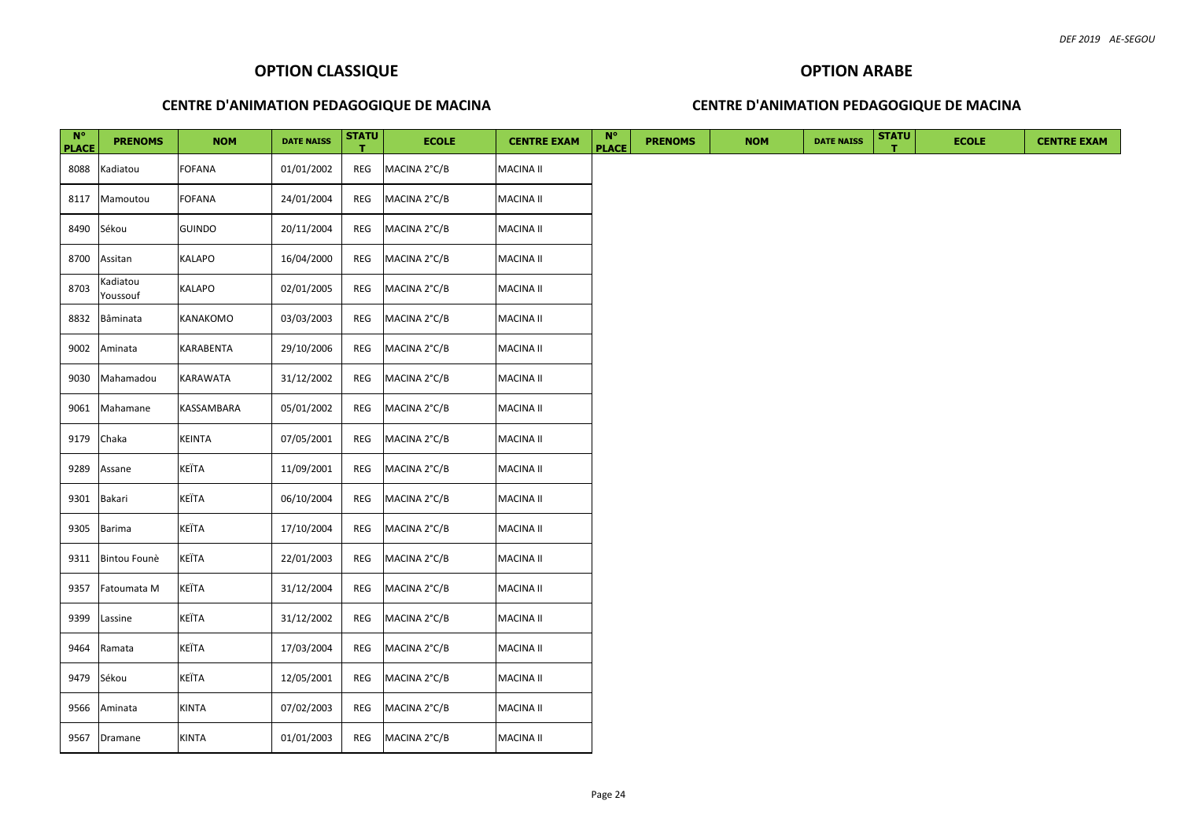## OPTION CLASSIQUE

### CENTRE D'ANIMATION PEDAGOGIQUE DE MACINA

| N° PLACE | PRENOMS | NOM | DATE NAISS | STATUT | ECOLE | CENTRE EXAM |
|---|---|---|---|---|---|---|
| 8088 | Kadiatou | FOFANA | 01/01/2002 | REG | MACINA 2°C/B | MACINA II |
| 8117 | Mamoutou | FOFANA | 24/01/2004 | REG | MACINA 2°C/B | MACINA II |
| 8490 | Sékou | GUINDO | 20/11/2004 | REG | MACINA 2°C/B | MACINA II |
| 8700 | Assitan | KALAPO | 16/04/2000 | REG | MACINA 2°C/B | MACINA II |
| 8703 | Kadiatou Youssouf | KALAPO | 02/01/2005 | REG | MACINA 2°C/B | MACINA II |
| 8832 | Bâminata | KANAKOMO | 03/03/2003 | REG | MACINA 2°C/B | MACINA II |
| 9002 | Aminata | KARABENTA | 29/10/2006 | REG | MACINA 2°C/B | MACINA II |
| 9030 | Mahamadou | KARAWATA | 31/12/2002 | REG | MACINA 2°C/B | MACINA II |
| 9061 | Mahamane | KASSAMBARA | 05/01/2002 | REG | MACINA 2°C/B | MACINA II |
| 9179 | Chaka | KEINTA | 07/05/2001 | REG | MACINA 2°C/B | MACINA II |
| 9289 | Assane | KEÏTA | 11/09/2001 | REG | MACINA 2°C/B | MACINA II |
| 9301 | Bakari | KEÏTA | 06/10/2004 | REG | MACINA 2°C/B | MACINA II |
| 9305 | Barima | KEÏTA | 17/10/2004 | REG | MACINA 2°C/B | MACINA II |
| 9311 | Bintou Founè | KEÏTA | 22/01/2003 | REG | MACINA 2°C/B | MACINA II |
| 9357 | Fatoumata M | KEÏTA | 31/12/2004 | REG | MACINA 2°C/B | MACINA II |
| 9399 | Lassine | KEÏTA | 31/12/2002 | REG | MACINA 2°C/B | MACINA II |
| 9464 | Ramata | KEÏTA | 17/03/2004 | REG | MACINA 2°C/B | MACINA II |
| 9479 | Sékou | KEÏTA | 12/05/2001 | REG | MACINA 2°C/B | MACINA II |
| 9566 | Aminata | KINTA | 07/02/2003 | REG | MACINA 2°C/B | MACINA II |
| 9567 | Dramane | KINTA | 01/01/2003 | REG | MACINA 2°C/B | MACINA II |

## OPTION ARABE

### CENTRE D'ANIMATION PEDAGOGIQUE DE MACINA

| N° PLACE | PRENOMS | NOM | DATE NAISS | STATUT | ECOLE | CENTRE EXAM |
|---|---|---|---|---|---|---|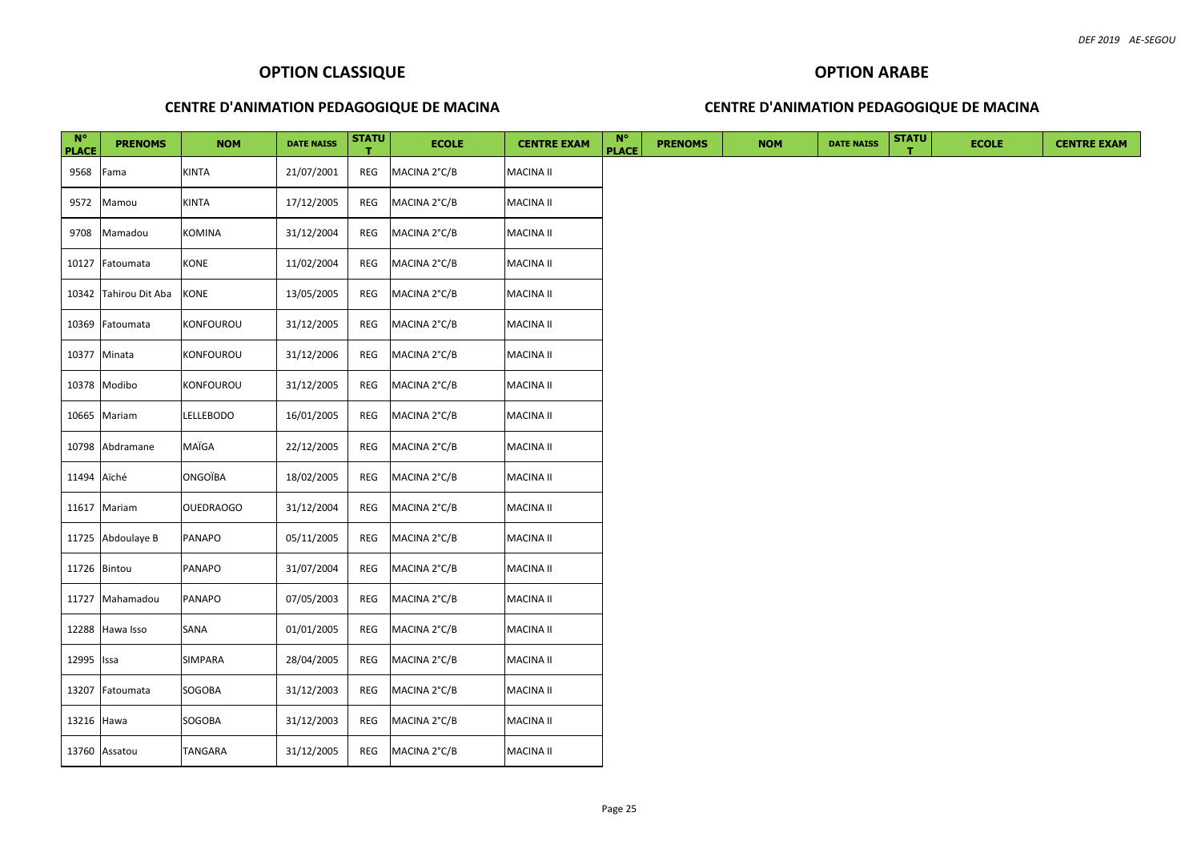## OPTION CLASSIQUE

### CENTRE D'ANIMATION PEDAGOGIQUE DE MACINA

| N° PLACE | PRENOMS | NOM | DATE NAISS | STATUT | ECOLE | CENTRE EXAM |
|---|---|---|---|---|---|---|
| 9568 | Fama | KINTA | 21/07/2001 | REG | MACINA 2°C/B | MACINA II |
| 9572 | Mamou | KINTA | 17/12/2005 | REG | MACINA 2°C/B | MACINA II |
| 9708 | Mamadou | KOMINA | 31/12/2004 | REG | MACINA 2°C/B | MACINA II |
| 10127 | Fatoumata | KONE | 11/02/2004 | REG | MACINA 2°C/B | MACINA II |
| 10342 | Tahirou Dit Aba | KONE | 13/05/2005 | REG | MACINA 2°C/B | MACINA II |
| 10369 | Fatoumata | KONFOUROU | 31/12/2005 | REG | MACINA 2°C/B | MACINA II |
| 10377 | Minata | KONFOUROU | 31/12/2006 | REG | MACINA 2°C/B | MACINA II |
| 10378 | Modibo | KONFOUROU | 31/12/2005 | REG | MACINA 2°C/B | MACINA II |
| 10665 | Mariam | LELLEBODO | 16/01/2005 | REG | MACINA 2°C/B | MACINA II |
| 10798 | Abdramane | MAÏGA | 22/12/2005 | REG | MACINA 2°C/B | MACINA II |
| 11494 | Aïché | ONGOÏBA | 18/02/2005 | REG | MACINA 2°C/B | MACINA II |
| 11617 | Mariam | OUEDRAOGO | 31/12/2004 | REG | MACINA 2°C/B | MACINA II |
| 11725 | Abdoulaye B | PANAPO | 05/11/2005 | REG | MACINA 2°C/B | MACINA II |
| 11726 | Bintou | PANAPO | 31/07/2004 | REG | MACINA 2°C/B | MACINA II |
| 11727 | Mahamadou | PANAPO | 07/05/2003 | REG | MACINA 2°C/B | MACINA II |
| 12288 | Hawa Isso | SANA | 01/01/2005 | REG | MACINA 2°C/B | MACINA II |
| 12995 | Issa | SIMPARA | 28/04/2005 | REG | MACINA 2°C/B | MACINA II |
| 13207 | Fatoumata | SOGOBA | 31/12/2003 | REG | MACINA 2°C/B | MACINA II |
| 13216 | Hawa | SOGOBA | 31/12/2003 | REG | MACINA 2°C/B | MACINA II |
| 13760 | Assatou | TANGARA | 31/12/2005 | REG | MACINA 2°C/B | MACINA II |

## OPTION ARABE

### CENTRE D'ANIMATION PEDAGOGIQUE DE MACINA

| N° PLACE | PRENOMS | NOM | DATE NAISS | STATUT | ECOLE | CENTRE EXAM |
|---|---|---|---|---|---|---|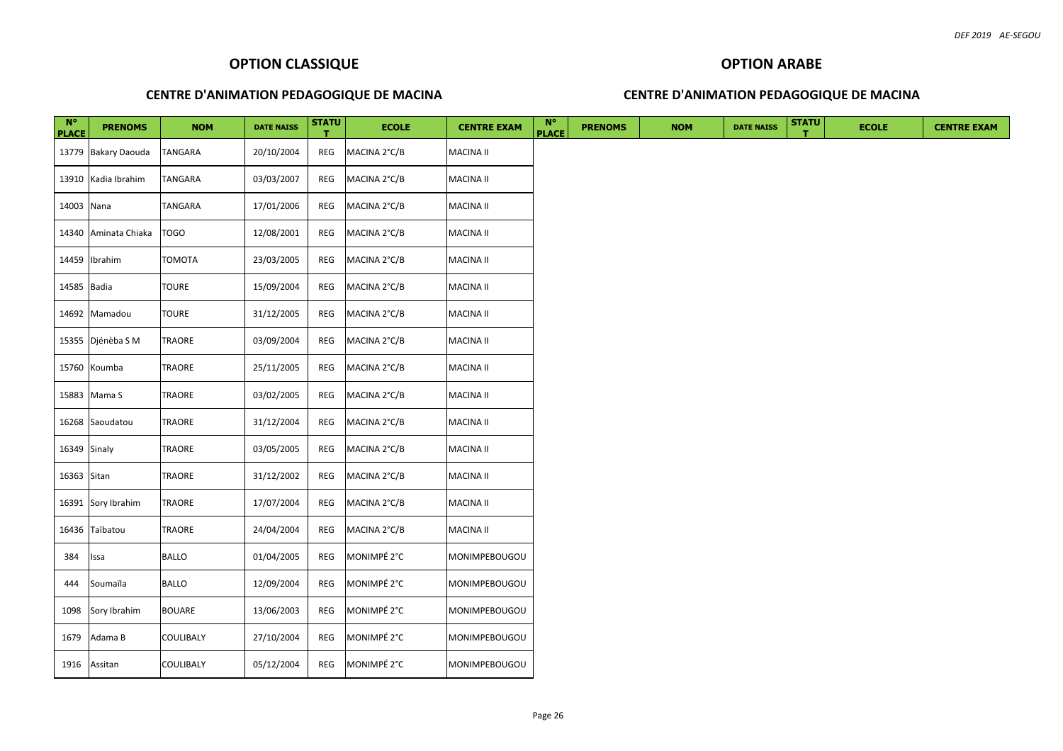## OPTION CLASSIQUE

### CENTRE D'ANIMATION PEDAGOGIQUE DE MACINA

| N° PLACE | PRENOMS | NOM | DATE NAISS | STATUT | ECOLE | CENTRE EXAM |
|---|---|---|---|---|---|---|
| 13779 | Bakary Daouda | TANGARA | 20/10/2004 | REG | MACINA 2°C/B | MACINA II |
| 13910 | Kadia Ibrahim | TANGARA | 03/03/2007 | REG | MACINA 2°C/B | MACINA II |
| 14003 | Nana | TANGARA | 17/01/2006 | REG | MACINA 2°C/B | MACINA II |
| 14340 | Aminata Chiaka | TOGO | 12/08/2001 | REG | MACINA 2°C/B | MACINA II |
| 14459 | Ibrahim | TOMOTA | 23/03/2005 | REG | MACINA 2°C/B | MACINA II |
| 14585 | Badia | TOURE | 15/09/2004 | REG | MACINA 2°C/B | MACINA II |
| 14692 | Mamadou | TOURE | 31/12/2005 | REG | MACINA 2°C/B | MACINA II |
| 15355 | Djénèba S M | TRAORE | 03/09/2004 | REG | MACINA 2°C/B | MACINA II |
| 15760 | Koumba | TRAORE | 25/11/2005 | REG | MACINA 2°C/B | MACINA II |
| 15883 | Mama S | TRAORE | 03/02/2005 | REG | MACINA 2°C/B | MACINA II |
| 16268 | Saoudatou | TRAORE | 31/12/2004 | REG | MACINA 2°C/B | MACINA II |
| 16349 | Sinaly | TRAORE | 03/05/2005 | REG | MACINA 2°C/B | MACINA II |
| 16363 | Sitan | TRAORE | 31/12/2002 | REG | MACINA 2°C/B | MACINA II |
| 16391 | Sory Ibrahim | TRAORE | 17/07/2004 | REG | MACINA 2°C/B | MACINA II |
| 16436 | Taïbatou | TRAORE | 24/04/2004 | REG | MACINA 2°C/B | MACINA II |
| 384 | Issa | BALLO | 01/04/2005 | REG | MONIMPÉ 2°C | MONIMPEBOUGOU |
| 444 | Soumaïla | BALLO | 12/09/2004 | REG | MONIMPÉ 2°C | MONIMPEBOUGOU |
| 1098 | Sory Ibrahim | BOUARE | 13/06/2003 | REG | MONIMPÉ 2°C | MONIMPEBOUGOU |
| 1679 | Adama B | COULIBALY | 27/10/2004 | REG | MONIMPÉ 2°C | MONIMPEBOUGOU |
| 1916 | Assitan | COULIBALY | 05/12/2004 | REG | MONIMPÉ 2°C | MONIMPEBOUGOU |

## OPTION ARABE

### CENTRE D'ANIMATION PEDAGOGIQUE DE MACINA

| N° PLACE | PRENOMS | NOM | DATE NAISS | STATUT | ECOLE | CENTRE EXAM |
|---|---|---|---|---|---|---|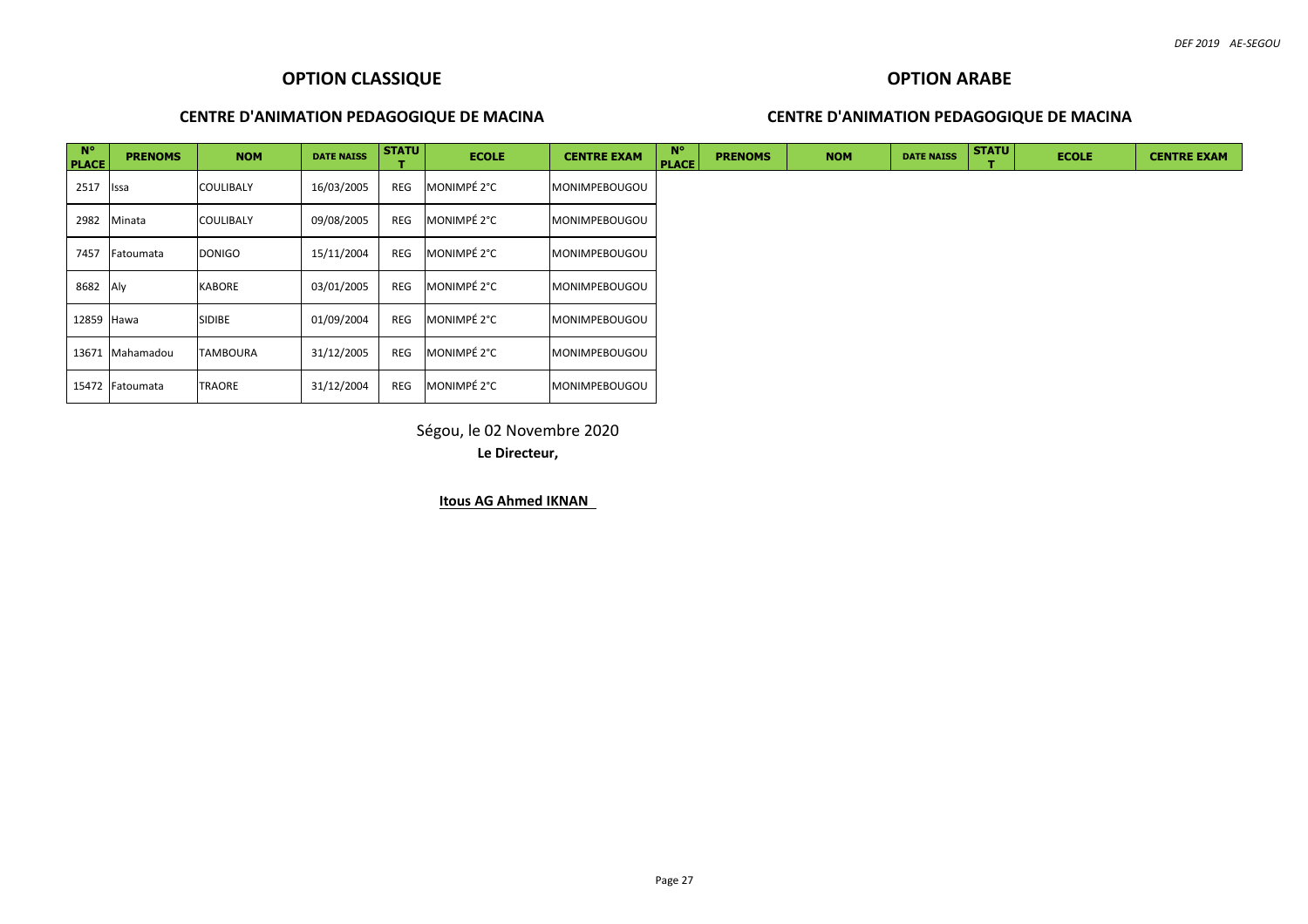## OPTION CLASSIQUE

### CENTRE D'ANIMATION PEDAGOGIQUE DE MACINA

| N° PLACE | PRENOMS | NOM | DATE NAISS | STATUT | ECOLE | CENTRE EXAM |
|---|---|---|---|---|---|---|
| 2517 | Issa | COULIBALY | 16/03/2005 | REG | MONIMPÉ 2°C | MONIMPEBOUGOU |
| 2982 | Minata | COULIBALY | 09/08/2005 | REG | MONIMPÉ 2°C | MONIMPEBOUGOU |
| 7457 | Fatoumata | DONIGO | 15/11/2004 | REG | MONIMPÉ 2°C | MONIMPEBOUGOU |
| 8682 | Aly | KABORE | 03/01/2005 | REG | MONIMPÉ 2°C | MONIMPEBOUGOU |
| 12859 | Hawa | SIDIBE | 01/09/2004 | REG | MONIMPÉ 2°C | MONIMPEBOUGOU |
| 13671 | Mahamadou | TAMBOURA | 31/12/2005 | REG | MONIMPÉ 2°C | MONIMPEBOUGOU |
| 15472 | Fatoumata | TRAORE | 31/12/2004 | REG | MONIMPÉ 2°C | MONIMPEBOUGOU |

## OPTION ARABE

### CENTRE D'ANIMATION PEDAGOGIQUE DE MACINA

| N° PLACE | PRENOMS | NOM | DATE NAISS | STATUT | ECOLE | CENTRE EXAM |
|---|---|---|---|---|---|---|

Ségou, le 02 Novembre 2020

**Le Directeur,**

**Itous AG Ahmed IKNAN**